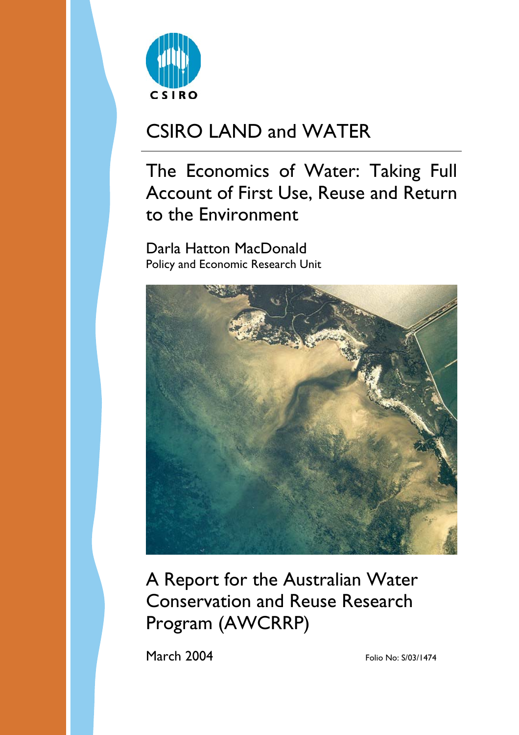CSIRO

# CSIRO LAND and WATER

## The Economics of Water: Taking Full Account of First Use, Reuse and Return to the Environment

Darla Hatton MacDonald
Policy and Economic Research Unit

A Report for the Australian Water Conservation and Reuse Research Program (AWCRRP)

March 2004

Folio No: S/03/1474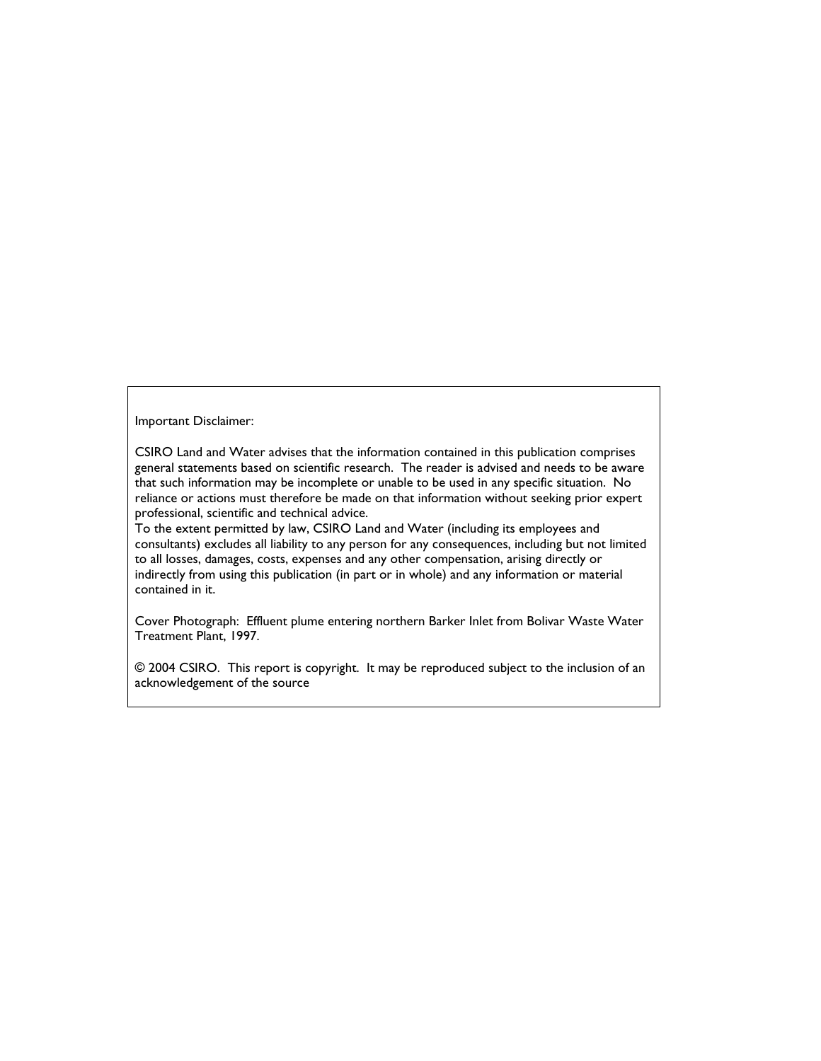Important Disclaimer:

CSIRO Land and Water advises that the information contained in this publication comprises general statements based on scientific research. The reader is advised and needs to be aware that such information may be incomplete or unable to be used in any specific situation. No reliance or actions must therefore be made on that information without seeking prior expert professional, scientific and technical advice.
To the extent permitted by law, CSIRO Land and Water (including its employees and consultants) excludes all liability to any person for any consequences, including but not limited to all losses, damages, costs, expenses and any other compensation, arising directly or indirectly from using this publication (in part or in whole) and any information or material contained in it.

Cover Photograph: Effluent plume entering northern Barker Inlet from Bolivar Waste Water Treatment Plant, 1997.

© 2004 CSIRO. This report is copyright. It may be reproduced subject to the inclusion of an acknowledgement of the source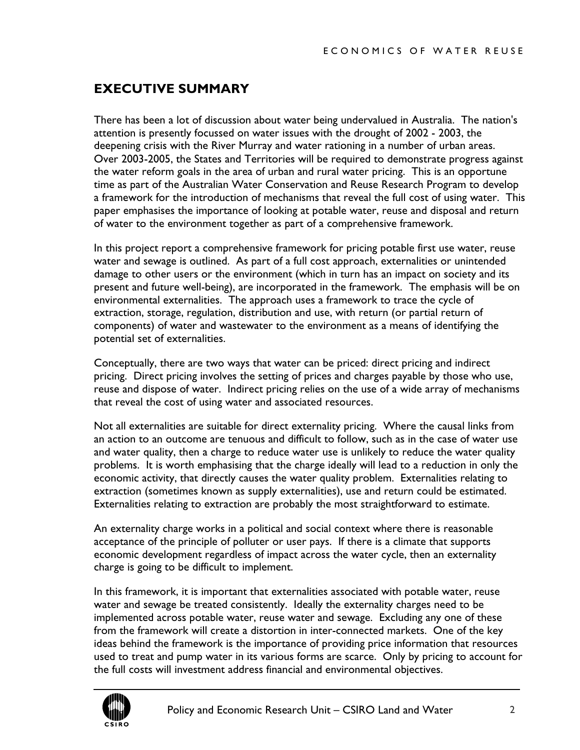## EXECUTIVE SUMMARY

There has been a lot of discussion about water being undervalued in Australia. The nation's attention is presently focussed on water issues with the drought of 2002 - 2003, the deepening crisis with the River Murray and water rationing in a number of urban areas. Over 2003-2005, the States and Territories will be required to demonstrate progress against the water reform goals in the area of urban and rural water pricing. This is an opportune time as part of the Australian Water Conservation and Reuse Research Program to develop a framework for the introduction of mechanisms that reveal the full cost of using water. This paper emphasises the importance of looking at potable water, reuse and disposal and return of water to the environment together as part of a comprehensive framework.

In this project report a comprehensive framework for pricing potable first use water, reuse water and sewage is outlined. As part of a full cost approach, externalities or unintended damage to other users or the environment (which in turn has an impact on society and its present and future well-being), are incorporated in the framework. The emphasis will be on environmental externalities. The approach uses a framework to trace the cycle of extraction, storage, regulation, distribution and use, with return (or partial return of components) of water and wastewater to the environment as a means of identifying the potential set of externalities.

Conceptually, there are two ways that water can be priced: direct pricing and indirect pricing. Direct pricing involves the setting of prices and charges payable by those who use, reuse and dispose of water. Indirect pricing relies on the use of a wide array of mechanisms that reveal the cost of using water and associated resources.

Not all externalities are suitable for direct externality pricing. Where the causal links from an action to an outcome are tenuous and difficult to follow, such as in the case of water use and water quality, then a charge to reduce water use is unlikely to reduce the water quality problems. It is worth emphasising that the charge ideally will lead to a reduction in only the economic activity, that directly causes the water quality problem. Externalities relating to extraction (sometimes known as supply externalities), use and return could be estimated. Externalities relating to extraction are probably the most straightforward to estimate.

An externality charge works in a political and social context where there is reasonable acceptance of the principle of polluter or user pays. If there is a climate that supports economic development regardless of impact across the water cycle, then an externality charge is going to be difficult to implement.

In this framework, it is important that externalities associated with potable water, reuse water and sewage be treated consistently. Ideally the externality charges need to be implemented across potable water, reuse water and sewage. Excluding any one of these from the framework will create a distortion in inter-connected markets. One of the key ideas behind the framework is the importance of providing price information that resources used to treat and pump water in its various forms are scarce. Only by pricing to account for the full costs will investment address financial and environmental objectives.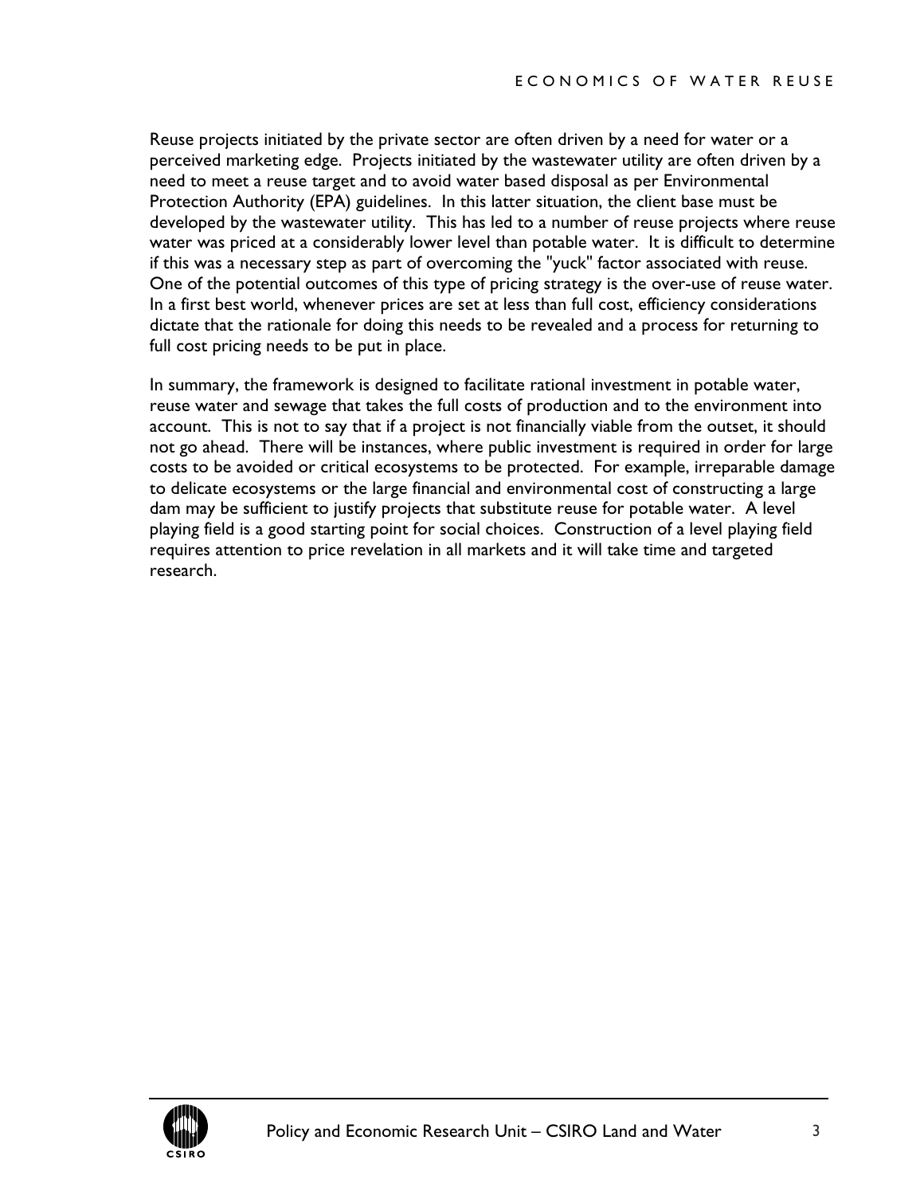Reuse projects initiated by the private sector are often driven by a need for water or a perceived marketing edge. Projects initiated by the wastewater utility are often driven by a need to meet a reuse target and to avoid water based disposal as per Environmental Protection Authority (EPA) guidelines. In this latter situation, the client base must be developed by the wastewater utility. This has led to a number of reuse projects where reuse water was priced at a considerably lower level than potable water. It is difficult to determine if this was a necessary step as part of overcoming the "yuck" factor associated with reuse. One of the potential outcomes of this type of pricing strategy is the over-use of reuse water. In a first best world, whenever prices are set at less than full cost, efficiency considerations dictate that the rationale for doing this needs to be revealed and a process for returning to full cost pricing needs to be put in place.

In summary, the framework is designed to facilitate rational investment in potable water, reuse water and sewage that takes the full costs of production and to the environment into account. This is not to say that if a project is not financially viable from the outset, it should not go ahead. There will be instances, where public investment is required in order for large costs to be avoided or critical ecosystems to be protected. For example, irreparable damage to delicate ecosystems or the large financial and environmental cost of constructing a large dam may be sufficient to justify projects that substitute reuse for potable water. A level playing field is a good starting point for social choices. Construction of a level playing field requires attention to price revelation in all markets and it will take time and targeted research.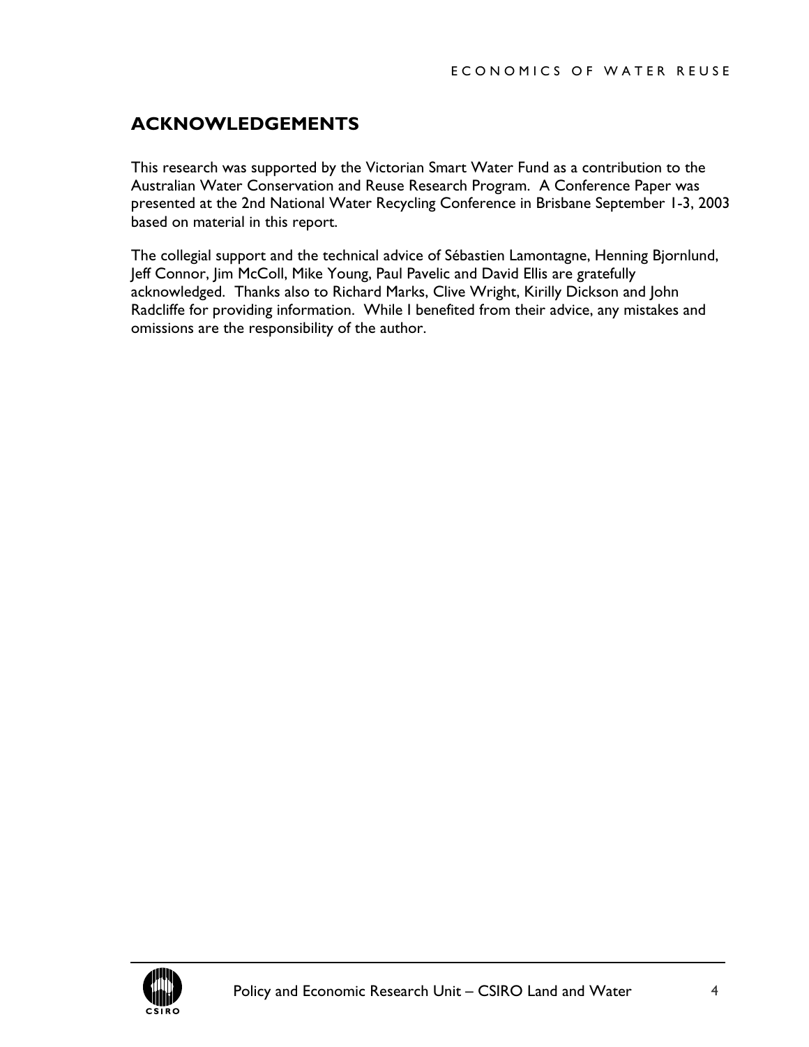## ACKNOWLEDGEMENTS

This research was supported by the Victorian Smart Water Fund as a contribution to the Australian Water Conservation and Reuse Research Program. A Conference Paper was presented at the 2nd National Water Recycling Conference in Brisbane September 1-3, 2003 based on material in this report.

The collegial support and the technical advice of Sébastien Lamontagne, Henning Bjornlund, Jeff Connor, Jim McColl, Mike Young, Paul Pavelic and David Ellis are gratefully acknowledged. Thanks also to Richard Marks, Clive Wright, Kirilly Dickson and John Radcliffe for providing information. While I benefited from their advice, any mistakes and omissions are the responsibility of the author.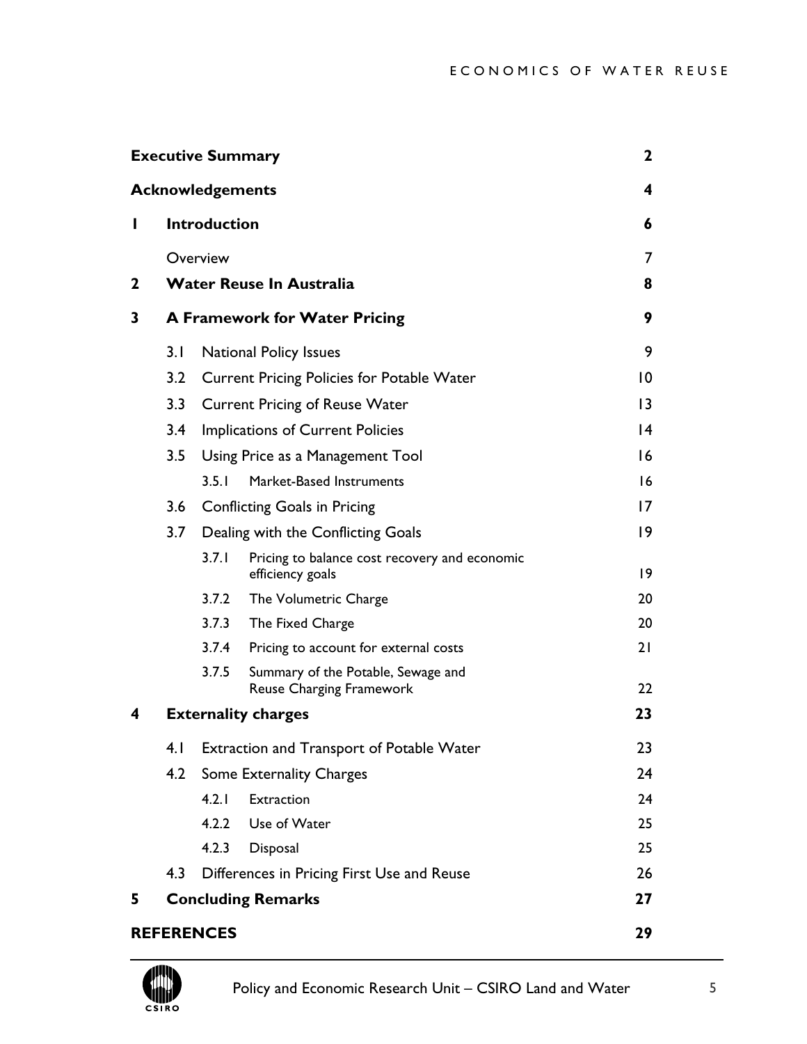| | | | |
|---|---|---|---|
| **Executive Summary** | | | **2** |
| **Acknowledgements** | | | **4** |
| **1** | **Introduction** | | **6** |
| | Overview | | 7 |
| **2** | **Water Reuse In Australia** | | **8** |
| **3** | **A Framework for Water Pricing** | | **9** |
| | 3.1 | National Policy Issues | 9 |
| | 3.2 | Current Pricing Policies for Potable Water | 10 |
| | 3.3 | Current Pricing of Reuse Water | 13 |
| | 3.4 | Implications of Current Policies | 14 |
| | 3.5 | Using Price as a Management Tool | 16 |
| | | 3.5.1 Market-Based Instruments | 16 |
| | 3.6 | Conflicting Goals in Pricing | 17 |
| | 3.7 | Dealing with the Conflicting Goals | 19 |
| | | 3.7.1 Pricing to balance cost recovery and economic efficiency goals | 19 |
| | | 3.7.2 The Volumetric Charge | 20 |
| | | 3.7.3 The Fixed Charge | 20 |
| | | 3.7.4 Pricing to account for external costs | 21 |
| | | 3.7.5 Summary of the Potable, Sewage and Reuse Charging Framework | 22 |
| **4** | **Externality charges** | | **23** |
| | 4.1 | Extraction and Transport of Potable Water | 23 |
| | 4.2 | Some Externality Charges | 24 |
| | | 4.2.1 Extraction | 24 |
| | | 4.2.2 Use of Water | 25 |
| | | 4.2.3 Disposal | 25 |
| | 4.3 | Differences in Pricing First Use and Reuse | 26 |
| **5** | **Concluding Remarks** | | **27** |
| **REFERENCES** | | | **29** |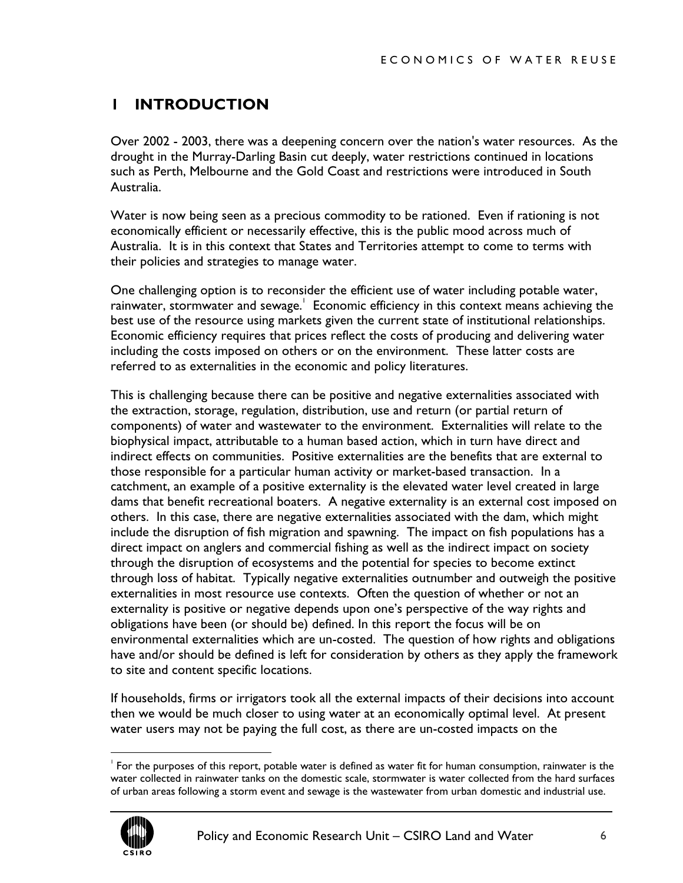# 1 INTRODUCTION

Over 2002 - 2003, there was a deepening concern over the nation's water resources. As the drought in the Murray-Darling Basin cut deeply, water restrictions continued in locations such as Perth, Melbourne and the Gold Coast and restrictions were introduced in South Australia.

Water is now being seen as a precious commodity to be rationed. Even if rationing is not economically efficient or necessarily effective, this is the public mood across much of Australia. It is in this context that States and Territories attempt to come to terms with their policies and strategies to manage water.

One challenging option is to reconsider the efficient use of water including potable water, rainwater, stormwater and sewage.[1] Economic efficiency in this context means achieving the best use of the resource using markets given the current state of institutional relationships. Economic efficiency requires that prices reflect the costs of producing and delivering water including the costs imposed on others or on the environment. These latter costs are referred to as externalities in the economic and policy literatures.

This is challenging because there can be positive and negative externalities associated with the extraction, storage, regulation, distribution, use and return (or partial return of components) of water and wastewater to the environment. Externalities will relate to the biophysical impact, attributable to a human based action, which in turn have direct and indirect effects on communities. Positive externalities are the benefits that are external to those responsible for a particular human activity or market-based transaction. In a catchment, an example of a positive externality is the elevated water level created in large dams that benefit recreational boaters. A negative externality is an external cost imposed on others. In this case, there are negative externalities associated with the dam, which might include the disruption of fish migration and spawning. The impact on fish populations has a direct impact on anglers and commercial fishing as well as the indirect impact on society through the disruption of ecosystems and the potential for species to become extinct through loss of habitat. Typically negative externalities outnumber and outweigh the positive externalities in most resource use contexts. Often the question of whether or not an externality is positive or negative depends upon one's perspective of the way rights and obligations have been (or should be) defined. In this report the focus will be on environmental externalities which are un-costed. The question of how rights and obligations have and/or should be defined is left for consideration by others as they apply the framework to site and content specific locations.

If households, firms or irrigators took all the external impacts of their decisions into account then we would be much closer to using water at an economically optimal level. At present water users may not be paying the full cost, as there are un-costed impacts on the

[1] For the purposes of this report, potable water is defined as water fit for human consumption, rainwater is the water collected in rainwater tanks on the domestic scale, stormwater is water collected from the hard surfaces of urban areas following a storm event and sewage is the wastewater from urban domestic and industrial use.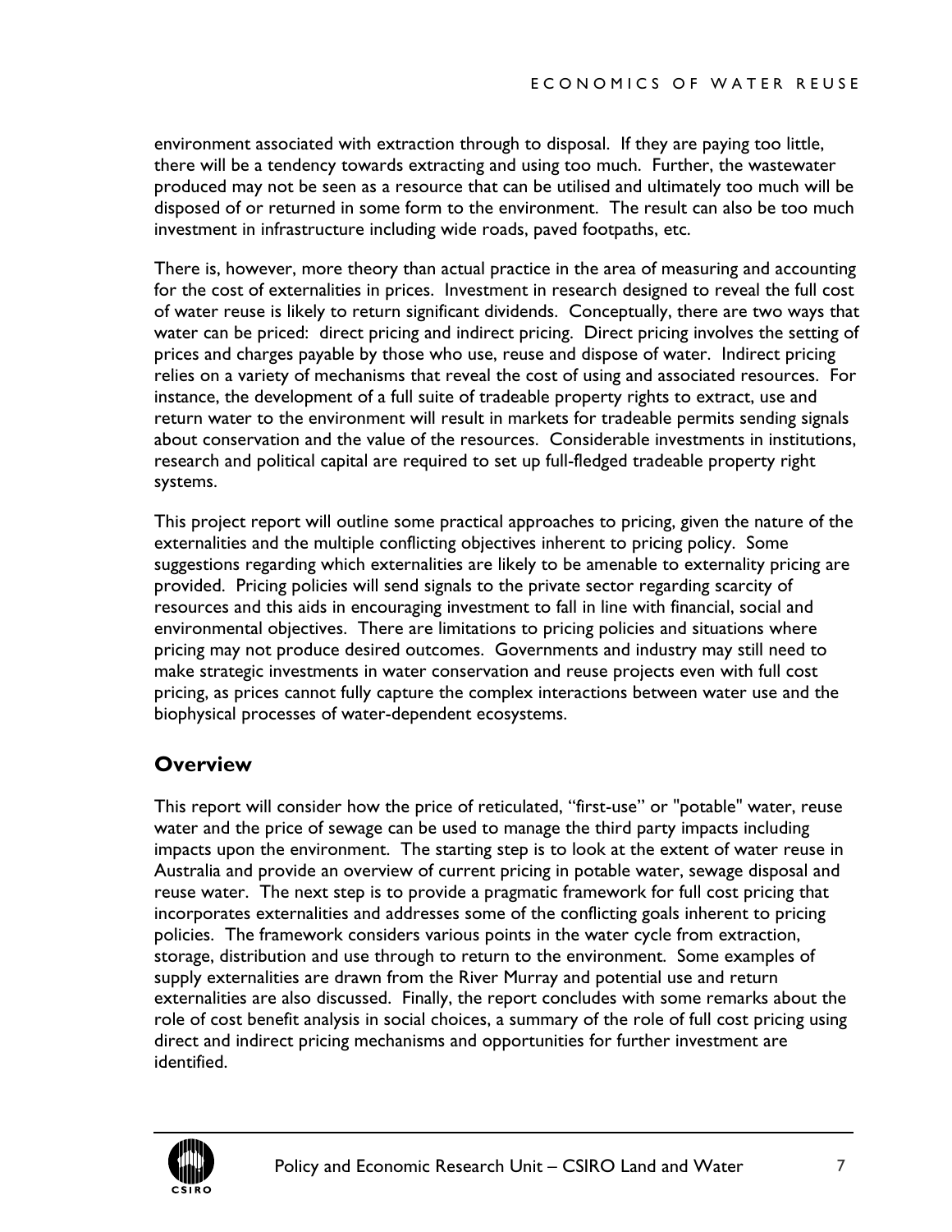environment associated with extraction through to disposal. If they are paying too little, there will be a tendency towards extracting and using too much. Further, the wastewater produced may not be seen as a resource that can be utilised and ultimately too much will be disposed of or returned in some form to the environment. The result can also be too much investment in infrastructure including wide roads, paved footpaths, etc.

There is, however, more theory than actual practice in the area of measuring and accounting for the cost of externalities in prices. Investment in research designed to reveal the full cost of water reuse is likely to return significant dividends. Conceptually, there are two ways that water can be priced: direct pricing and indirect pricing. Direct pricing involves the setting of prices and charges payable by those who use, reuse and dispose of water. Indirect pricing relies on a variety of mechanisms that reveal the cost of using and associated resources. For instance, the development of a full suite of tradeable property rights to extract, use and return water to the environment will result in markets for tradeable permits sending signals about conservation and the value of the resources. Considerable investments in institutions, research and political capital are required to set up full-fledged tradeable property right systems.

This project report will outline some practical approaches to pricing, given the nature of the externalities and the multiple conflicting objectives inherent to pricing policy. Some suggestions regarding which externalities are likely to be amenable to externality pricing are provided. Pricing policies will send signals to the private sector regarding scarcity of resources and this aids in encouraging investment to fall in line with financial, social and environmental objectives. There are limitations to pricing policies and situations where pricing may not produce desired outcomes. Governments and industry may still need to make strategic investments in water conservation and reuse projects even with full cost pricing, as prices cannot fully capture the complex interactions between water use and the biophysical processes of water-dependent ecosystems.

## Overview

This report will consider how the price of reticulated, "first-use" or "potable" water, reuse water and the price of sewage can be used to manage the third party impacts including impacts upon the environment. The starting step is to look at the extent of water reuse in Australia and provide an overview of current pricing in potable water, sewage disposal and reuse water. The next step is to provide a pragmatic framework for full cost pricing that incorporates externalities and addresses some of the conflicting goals inherent to pricing policies. The framework considers various points in the water cycle from extraction, storage, distribution and use through to return to the environment. Some examples of supply externalities are drawn from the River Murray and potential use and return externalities are also discussed. Finally, the report concludes with some remarks about the role of cost benefit analysis in social choices, a summary of the role of full cost pricing using direct and indirect pricing mechanisms and opportunities for further investment are identified.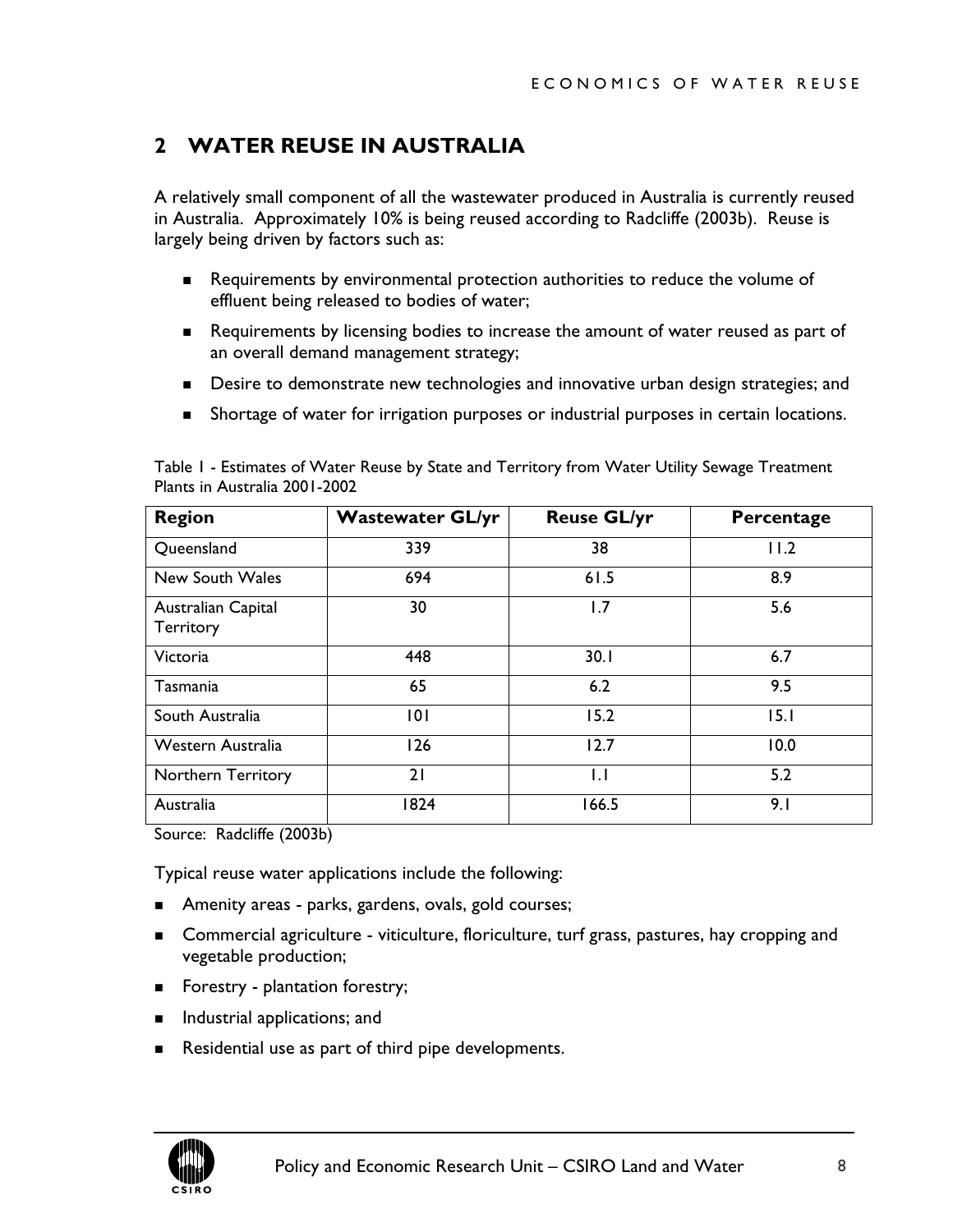## 2 WATER REUSE IN AUSTRALIA

A relatively small component of all the wastewater produced in Australia is currently reused in Australia. Approximately 10% is being reused according to Radcliffe (2003b). Reuse is largely being driven by factors such as:

- Requirements by environmental protection authorities to reduce the volume of effluent being released to bodies of water;
- Requirements by licensing bodies to increase the amount of water reused as part of an overall demand management strategy;
- Desire to demonstrate new technologies and innovative urban design strategies; and
- Shortage of water for irrigation purposes or industrial purposes in certain locations.

Table 1 - Estimates of Water Reuse by State and Territory from Water Utility Sewage Treatment Plants in Australia 2001-2002

| Region | Wastewater GL/yr | Reuse GL/yr | Percentage |
|---|---|---|---|
| Queensland | 339 | 38 | 11.2 |
| New South Wales | 694 | 61.5 | 8.9 |
| Australian Capital Territory | 30 | 1.7 | 5.6 |
| Victoria | 448 | 30.1 | 6.7 |
| Tasmania | 65 | 6.2 | 9.5 |
| South Australia | 101 | 15.2 | 15.1 |
| Western Australia | 126 | 12.7 | 10.0 |
| Northern Territory | 21 | 1.1 | 5.2 |
| Australia | 1824 | 166.5 | 9.1 |

Source: Radcliffe (2003b)

Typical reuse water applications include the following:

- Amenity areas - parks, gardens, ovals, gold courses;
- Commercial agriculture - viticulture, floriculture, turf grass, pastures, hay cropping and vegetable production;
- Forestry - plantation forestry;
- Industrial applications; and
- Residential use as part of third pipe developments.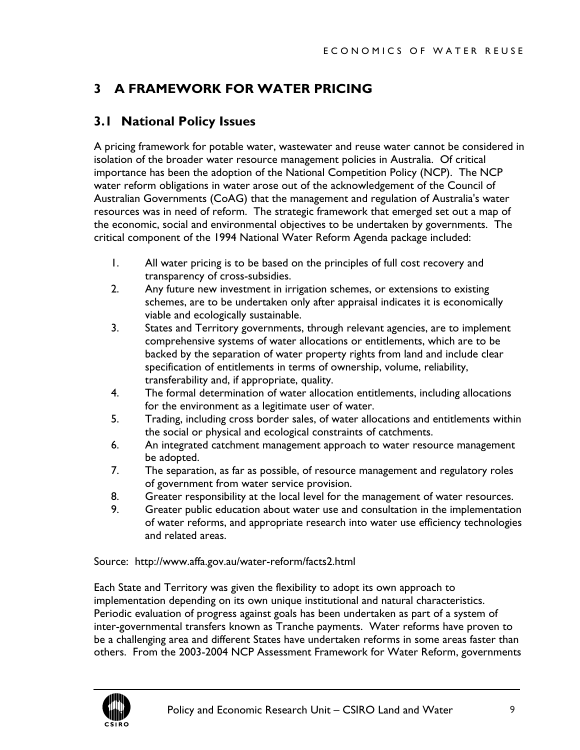# 3 A FRAMEWORK FOR WATER PRICING

## 3.1 National Policy Issues

A pricing framework for potable water, wastewater and reuse water cannot be considered in isolation of the broader water resource management policies in Australia. Of critical importance has been the adoption of the National Competition Policy (NCP). The NCP water reform obligations in water arose out of the acknowledgement of the Council of Australian Governments (CoAG) that the management and regulation of Australia's water resources was in need of reform. The strategic framework that emerged set out a map of the economic, social and environmental objectives to be undertaken by governments. The critical component of the 1994 National Water Reform Agenda package included:

1. All water pricing is to be based on the principles of full cost recovery and transparency of cross-subsidies.
2. Any future new investment in irrigation schemes, or extensions to existing schemes, are to be undertaken only after appraisal indicates it is economically viable and ecologically sustainable.
3. States and Territory governments, through relevant agencies, are to implement comprehensive systems of water allocations or entitlements, which are to be backed by the separation of water property rights from land and include clear specification of entitlements in terms of ownership, volume, reliability, transferability and, if appropriate, quality.
4. The formal determination of water allocation entitlements, including allocations for the environment as a legitimate user of water.
5. Trading, including cross border sales, of water allocations and entitlements within the social or physical and ecological constraints of catchments.
6. An integrated catchment management approach to water resource management be adopted.
7. The separation, as far as possible, of resource management and regulatory roles of government from water service provision.
8. Greater responsibility at the local level for the management of water resources.
9. Greater public education about water use and consultation in the implementation of water reforms, and appropriate research into water use efficiency technologies and related areas.

Source: http://www.affa.gov.au/water-reform/facts2.html

Each State and Territory was given the flexibility to adopt its own approach to implementation depending on its own unique institutional and natural characteristics. Periodic evaluation of progress against goals has been undertaken as part of a system of inter-governmental transfers known as Tranche payments. Water reforms have proven to be a challenging area and different States have undertaken reforms in some areas faster than others. From the 2003-2004 NCP Assessment Framework for Water Reform, governments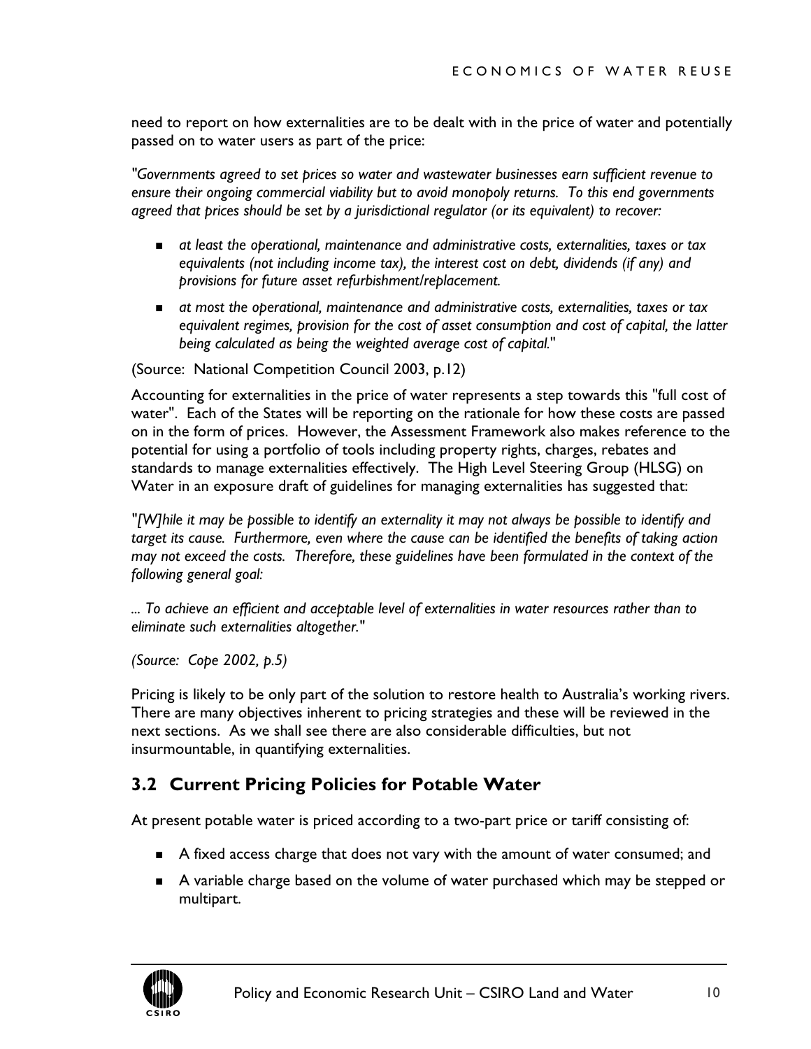need to report on how externalities are to be dealt with in the price of water and potentially passed on to water users as part of the price:

*"Governments agreed to set prices so water and wastewater businesses earn sufficient revenue to ensure their ongoing commercial viability but to avoid monopoly returns. To this end governments agreed that prices should be set by a jurisdictional regulator (or its equivalent) to recover:*

- *at least the operational, maintenance and administrative costs, externalities, taxes or tax equivalents (not including income tax), the interest cost on debt, dividends (if any) and provisions for future asset refurbishment/replacement.*
- *at most the operational, maintenance and administrative costs, externalities, taxes or tax equivalent regimes, provision for the cost of asset consumption and cost of capital, the latter being calculated as being the weighted average cost of capital."*

(Source: National Competition Council 2003, p.12)

Accounting for externalities in the price of water represents a step towards this "full cost of water". Each of the States will be reporting on the rationale for how these costs are passed on in the form of prices. However, the Assessment Framework also makes reference to the potential for using a portfolio of tools including property rights, charges, rebates and standards to manage externalities effectively. The High Level Steering Group (HLSG) on Water in an exposure draft of guidelines for managing externalities has suggested that:

*"[W]hile it may be possible to identify an externality it may not always be possible to identify and target its cause. Furthermore, even where the cause can be identified the benefits of taking action may not exceed the costs. Therefore, these guidelines have been formulated in the context of the following general goal:*

*... To achieve an efficient and acceptable level of externalities in water resources rather than to eliminate such externalities altogether."*

*(Source: Cope 2002, p.5)*

Pricing is likely to be only part of the solution to restore health to Australia's working rivers. There are many objectives inherent to pricing strategies and these will be reviewed in the next sections. As we shall see there are also considerable difficulties, but not insurmountable, in quantifying externalities.

## 3.2 Current Pricing Policies for Potable Water

At present potable water is priced according to a two-part price or tariff consisting of:

- A fixed access charge that does not vary with the amount of water consumed; and
- A variable charge based on the volume of water purchased which may be stepped or multipart.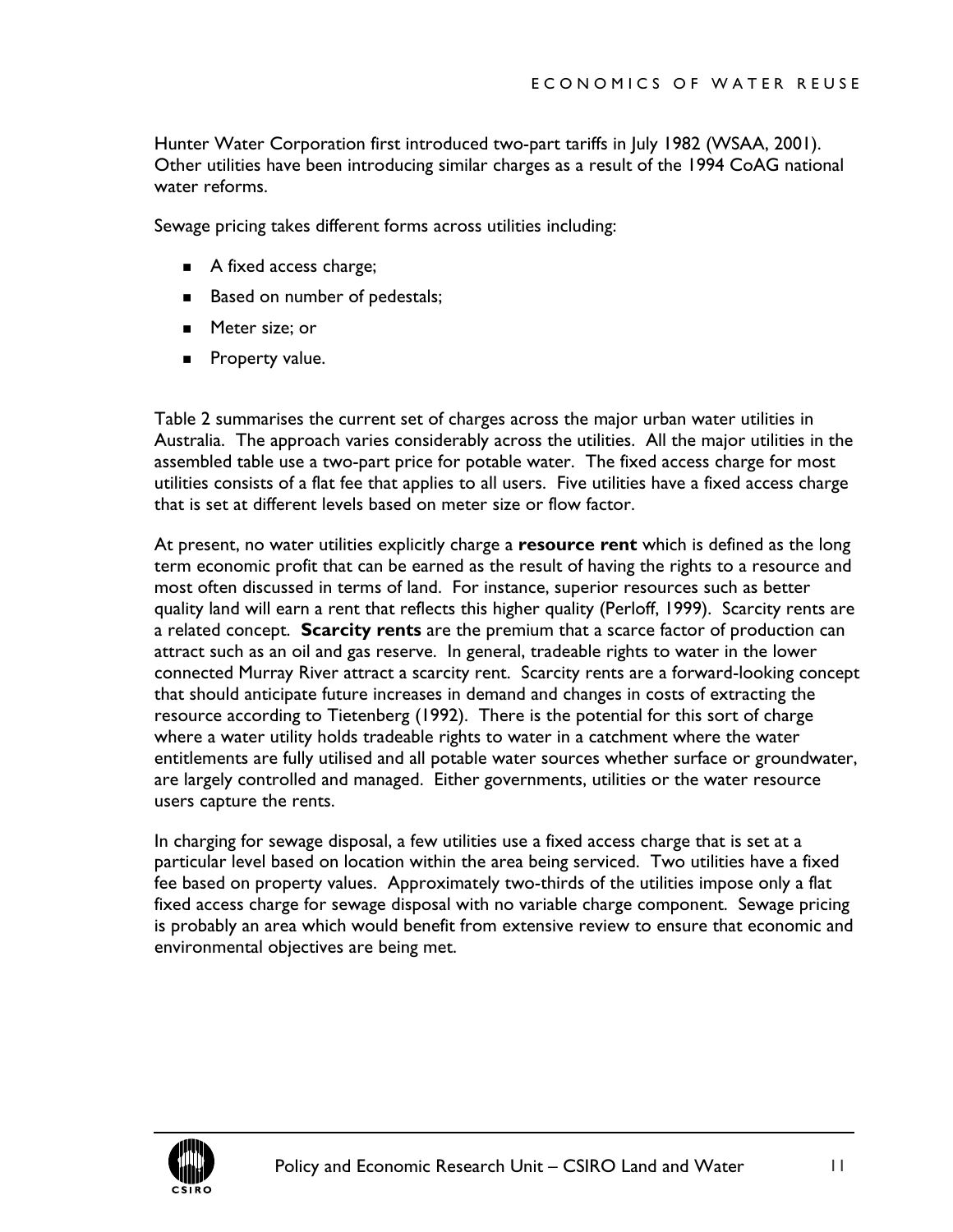Hunter Water Corporation first introduced two-part tariffs in July 1982 (WSAA, 2001). Other utilities have been introducing similar charges as a result of the 1994 CoAG national water reforms.

Sewage pricing takes different forms across utilities including:

- A fixed access charge;
- Based on number of pedestals;
- Meter size; or
- Property value.

Table 2 summarises the current set of charges across the major urban water utilities in Australia. The approach varies considerably across the utilities. All the major utilities in the assembled table use a two-part price for potable water. The fixed access charge for most utilities consists of a flat fee that applies to all users. Five utilities have a fixed access charge that is set at different levels based on meter size or flow factor.

At present, no water utilities explicitly charge a **resource rent** which is defined as the long term economic profit that can be earned as the result of having the rights to a resource and most often discussed in terms of land. For instance, superior resources such as better quality land will earn a rent that reflects this higher quality (Perloff, 1999). Scarcity rents are a related concept. **Scarcity rents** are the premium that a scarce factor of production can attract such as an oil and gas reserve. In general, tradeable rights to water in the lower connected Murray River attract a scarcity rent. Scarcity rents are a forward-looking concept that should anticipate future increases in demand and changes in costs of extracting the resource according to Tietenberg (1992). There is the potential for this sort of charge where a water utility holds tradeable rights to water in a catchment where the water entitlements are fully utilised and all potable water sources whether surface or groundwater, are largely controlled and managed. Either governments, utilities or the water resource users capture the rents.

In charging for sewage disposal, a few utilities use a fixed access charge that is set at a particular level based on location within the area being serviced. Two utilities have a fixed fee based on property values. Approximately two-thirds of the utilities impose only a flat fixed access charge for sewage disposal with no variable charge component. Sewage pricing is probably an area which would benefit from extensive review to ensure that economic and environmental objectives are being met.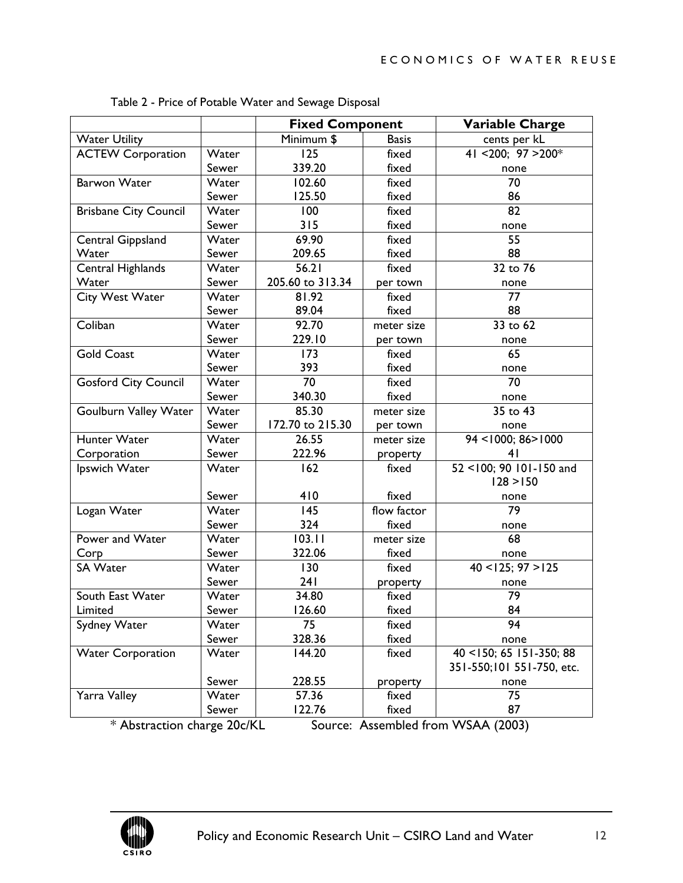Table 2 - Price of Potable Water and Sewage Disposal

| | | Fixed Component | | Variable Charge |
|---|---|---|---|---|
| Water Utility | | Minimum $ | Basis | cents per kL |
| ACTEW Corporation | Water | 125 | fixed | 41 <200; 97 >200* |
| | Sewer | 339.20 | fixed | none |
| Barwon Water | Water | 102.60 | fixed | 70 |
| | Sewer | 125.50 | fixed | 86 |
| Brisbane City Council | Water | 100 | fixed | 82 |
| | Sewer | 315 | fixed | none |
| Central Gippsland Water | Water | 69.90 | fixed | 55 |
| | Sewer | 209.65 | fixed | 88 |
| Central Highlands Water | Water | 56.21 | fixed | 32 to 76 |
| | Sewer | 205.60 to 313.34 | per town | none |
| City West Water | Water | 81.92 | fixed | 77 |
| | Sewer | 89.04 | fixed | 88 |
| Coliban | Water | 92.70 | meter size | 33 to 62 |
| | Sewer | 229.10 | per town | none |
| Gold Coast | Water | 173 | fixed | 65 |
| | Sewer | 393 | fixed | none |
| Gosford City Council | Water | 70 | fixed | 70 |
| | Sewer | 340.30 | fixed | none |
| Goulburn Valley Water | Water | 85.30 | meter size | 35 to 43 |
| | Sewer | 172.70 to 215.30 | per town | none |
| Hunter Water Corporation | Water | 26.55 | meter size | 94 <1000; 86>1000 |
| | Sewer | 222.96 | property | 41 |
| Ipswich Water | Water | 162 | fixed | 52 <100; 90 101-150 and 128 >150 |
| | Sewer | 410 | fixed | none |
| Logan Water | Water | 145 | flow factor | 79 |
| | Sewer | 324 | fixed | none |
| Power and Water Corp | Water | 103.11 | meter size | 68 |
| | Sewer | 322.06 | fixed | none |
| SA Water | Water | 130 | fixed | 40 <125; 97 >125 |
| | Sewer | 241 | property | none |
| South East Water Limited | Water | 34.80 | fixed | 79 |
| | Sewer | 126.60 | fixed | 84 |
| Sydney Water | Water | 75 | fixed | 94 |
| | Sewer | 328.36 | fixed | none |
| Water Corporation | Water | 144.20 | fixed | 40 <150; 65 151-350; 88 351-550;101 551-750, etc. |
| | Sewer | 228.55 | property | none |
| Yarra Valley | Water | 57.36 | fixed | 75 |
| | Sewer | 122.76 | fixed | 87 |

\* Abstraction charge 20c/KL Source: Assembled from WSAA (2003)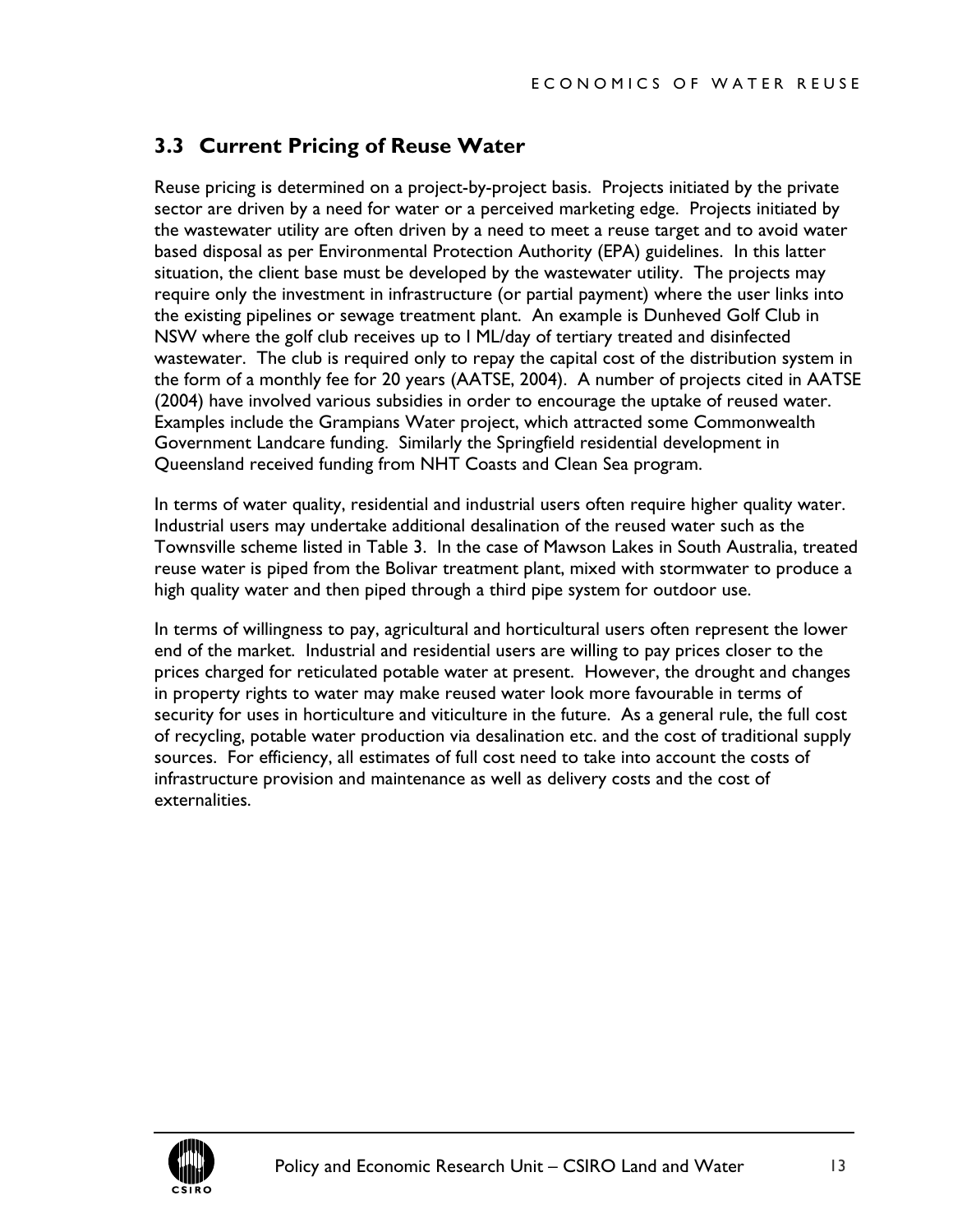## 3.3 Current Pricing of Reuse Water

Reuse pricing is determined on a project-by-project basis. Projects initiated by the private sector are driven by a need for water or a perceived marketing edge. Projects initiated by the wastewater utility are often driven by a need to meet a reuse target and to avoid water based disposal as per Environmental Protection Authority (EPA) guidelines. In this latter situation, the client base must be developed by the wastewater utility. The projects may require only the investment in infrastructure (or partial payment) where the user links into the existing pipelines or sewage treatment plant. An example is Dunheved Golf Club in NSW where the golf club receives up to 1 ML/day of tertiary treated and disinfected wastewater. The club is required only to repay the capital cost of the distribution system in the form of a monthly fee for 20 years (AATSE, 2004). A number of projects cited in AATSE (2004) have involved various subsidies in order to encourage the uptake of reused water. Examples include the Grampians Water project, which attracted some Commonwealth Government Landcare funding. Similarly the Springfield residential development in Queensland received funding from NHT Coasts and Clean Sea program.

In terms of water quality, residential and industrial users often require higher quality water. Industrial users may undertake additional desalination of the reused water such as the Townsville scheme listed in Table 3. In the case of Mawson Lakes in South Australia, treated reuse water is piped from the Bolivar treatment plant, mixed with stormwater to produce a high quality water and then piped through a third pipe system for outdoor use.

In terms of willingness to pay, agricultural and horticultural users often represent the lower end of the market. Industrial and residential users are willing to pay prices closer to the prices charged for reticulated potable water at present. However, the drought and changes in property rights to water may make reused water look more favourable in terms of security for uses in horticulture and viticulture in the future. As a general rule, the full cost of recycling, potable water production via desalination etc. and the cost of traditional supply sources. For efficiency, all estimates of full cost need to take into account the costs of infrastructure provision and maintenance as well as delivery costs and the cost of externalities.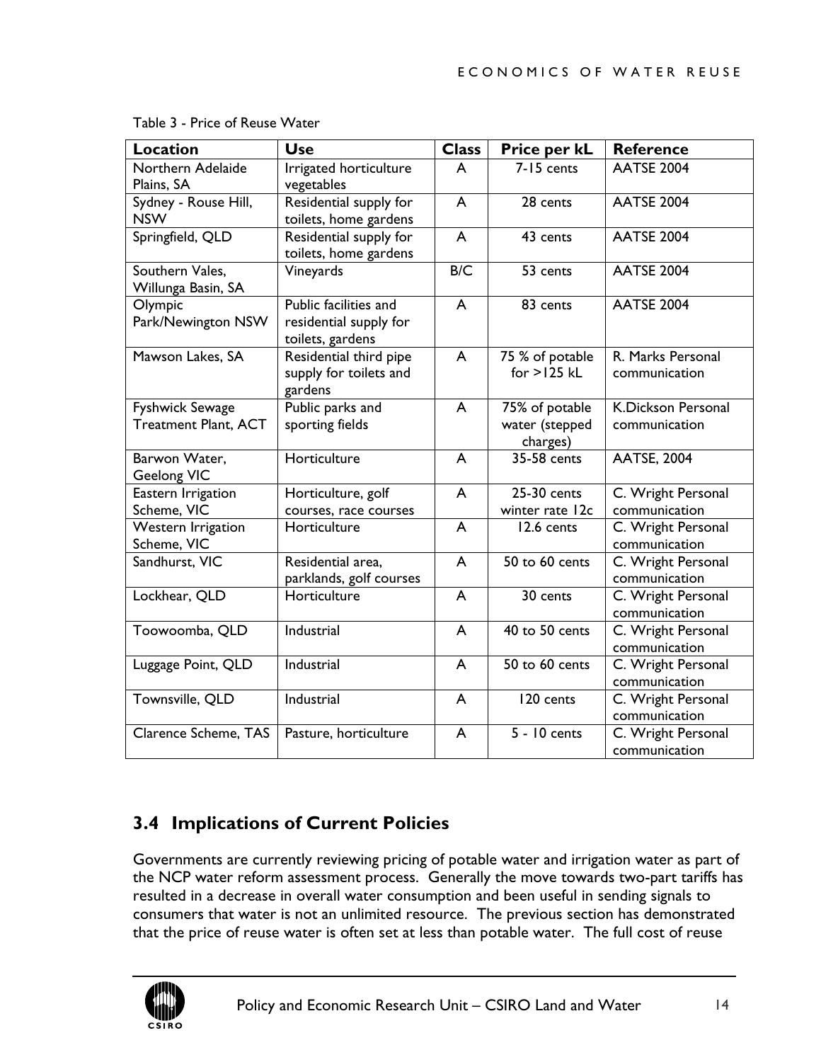Table 3 - Price of Reuse Water

| Location | Use | Class | Price per kL | Reference |
|---|---|---|---|---|
| Northern Adelaide Plains, SA | Irrigated horticulture vegetables | A | 7-15 cents | AATSE 2004 |
| Sydney - Rouse Hill, NSW | Residential supply for toilets, home gardens | A | 28 cents | AATSE 2004 |
| Springfield, QLD | Residential supply for toilets, home gardens | A | 43 cents | AATSE 2004 |
| Southern Vales, Willunga Basin, SA | Vineyards | B/C | 53 cents | AATSE 2004 |
| Olympic Park/Newington NSW | Public facilities and residential supply for toilets, gardens | A | 83 cents | AATSE 2004 |
| Mawson Lakes, SA | Residential third pipe supply for toilets and gardens | A | 75 % of potable for >125 kL | R. Marks Personal communication |
| Fyshwick Sewage Treatment Plant, ACT | Public parks and sporting fields | A | 75% of potable water (stepped charges) | K.Dickson Personal communication |
| Barwon Water, Geelong VIC | Horticulture | A | 35-58 cents | AATSE, 2004 |
| Eastern Irrigation Scheme, VIC | Horticulture, golf courses, race courses | A | 25-30 cents winter rate 12c | C. Wright Personal communication |
| Western Irrigation Scheme, VIC | Horticulture | A | 12.6 cents | C. Wright Personal communication |
| Sandhurst, VIC | Residential area, parklands, golf courses | A | 50 to 60 cents | C. Wright Personal communication |
| Lockhear, QLD | Horticulture | A | 30 cents | C. Wright Personal communication |
| Toowoomba, QLD | Industrial | A | 40 to 50 cents | C. Wright Personal communication |
| Luggage Point, QLD | Industrial | A | 50 to 60 cents | C. Wright Personal communication |
| Townsville, QLD | Industrial | A | 120 cents | C. Wright Personal communication |
| Clarence Scheme, TAS | Pasture, horticulture | A | 5 - 10 cents | C. Wright Personal communication |

## 3.4 Implications of Current Policies

Governments are currently reviewing pricing of potable water and irrigation water as part of the NCP water reform assessment process. Generally the move towards two-part tariffs has resulted in a decrease in overall water consumption and been useful in sending signals to consumers that water is not an unlimited resource. The previous section has demonstrated that the price of reuse water is often set at less than potable water. The full cost of reuse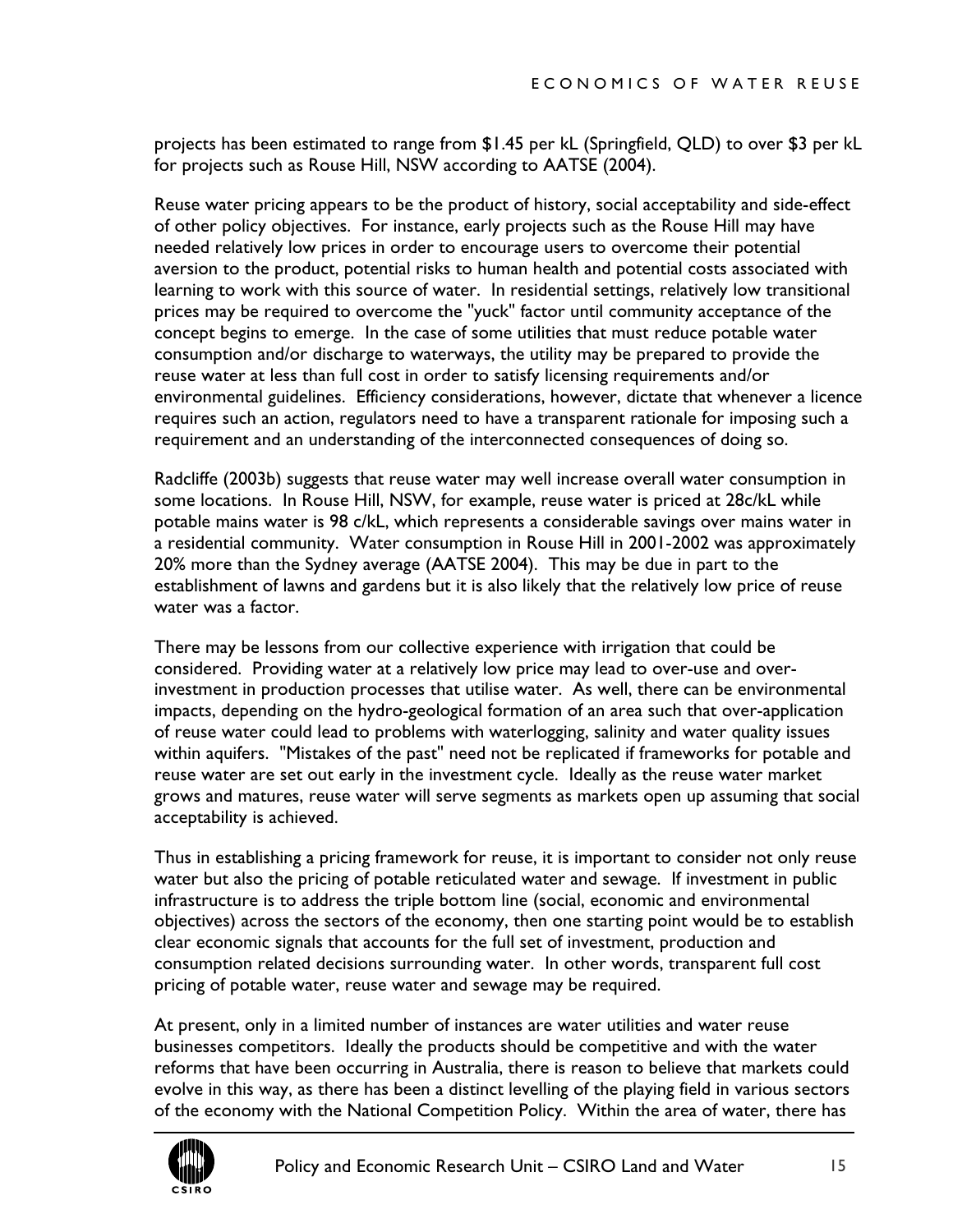projects has been estimated to range from $1.45 per kL (Springfield, QLD) to over $3 per kL for projects such as Rouse Hill, NSW according to AATSE (2004).

Reuse water pricing appears to be the product of history, social acceptability and side-effect of other policy objectives. For instance, early projects such as the Rouse Hill may have needed relatively low prices in order to encourage users to overcome their potential aversion to the product, potential risks to human health and potential costs associated with learning to work with this source of water. In residential settings, relatively low transitional prices may be required to overcome the "yuck" factor until community acceptance of the concept begins to emerge. In the case of some utilities that must reduce potable water consumption and/or discharge to waterways, the utility may be prepared to provide the reuse water at less than full cost in order to satisfy licensing requirements and/or environmental guidelines. Efficiency considerations, however, dictate that whenever a licence requires such an action, regulators need to have a transparent rationale for imposing such a requirement and an understanding of the interconnected consequences of doing so.

Radcliffe (2003b) suggests that reuse water may well increase overall water consumption in some locations. In Rouse Hill, NSW, for example, reuse water is priced at 28c/kL while potable mains water is 98 c/kL, which represents a considerable savings over mains water in a residential community. Water consumption in Rouse Hill in 2001-2002 was approximately 20% more than the Sydney average (AATSE 2004). This may be due in part to the establishment of lawns and gardens but it is also likely that the relatively low price of reuse water was a factor.

There may be lessons from our collective experience with irrigation that could be considered. Providing water at a relatively low price may lead to over-use and over-investment in production processes that utilise water. As well, there can be environmental impacts, depending on the hydro-geological formation of an area such that over-application of reuse water could lead to problems with waterlogging, salinity and water quality issues within aquifers. "Mistakes of the past" need not be replicated if frameworks for potable and reuse water are set out early in the investment cycle. Ideally as the reuse water market grows and matures, reuse water will serve segments as markets open up assuming that social acceptability is achieved.

Thus in establishing a pricing framework for reuse, it is important to consider not only reuse water but also the pricing of potable reticulated water and sewage. If investment in public infrastructure is to address the triple bottom line (social, economic and environmental objectives) across the sectors of the economy, then one starting point would be to establish clear economic signals that accounts for the full set of investment, production and consumption related decisions surrounding water. In other words, transparent full cost pricing of potable water, reuse water and sewage may be required.

At present, only in a limited number of instances are water utilities and water reuse businesses competitors. Ideally the products should be competitive and with the water reforms that have been occurring in Australia, there is reason to believe that markets could evolve in this way, as there has been a distinct levelling of the playing field in various sectors of the economy with the National Competition Policy. Within the area of water, there has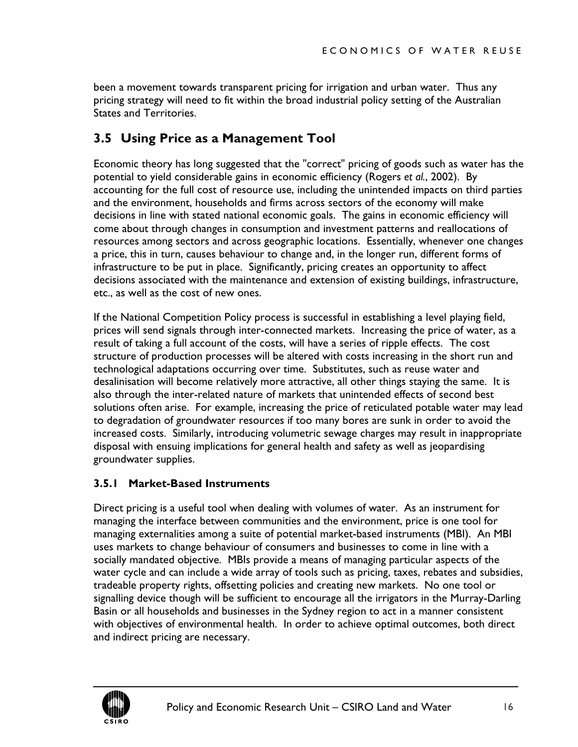been a movement towards transparent pricing for irrigation and urban water. Thus any pricing strategy will need to fit within the broad industrial policy setting of the Australian States and Territories.

## 3.5 Using Price as a Management Tool

Economic theory has long suggested that the "correct" pricing of goods such as water has the potential to yield considerable gains in economic efficiency (Rogers *et al.*, 2002). By accounting for the full cost of resource use, including the unintended impacts on third parties and the environment, households and firms across sectors of the economy will make decisions in line with stated national economic goals. The gains in economic efficiency will come about through changes in consumption and investment patterns and reallocations of resources among sectors and across geographic locations. Essentially, whenever one changes a price, this in turn, causes behaviour to change and, in the longer run, different forms of infrastructure to be put in place. Significantly, pricing creates an opportunity to affect decisions associated with the maintenance and extension of existing buildings, infrastructure, etc., as well as the cost of new ones.

If the National Competition Policy process is successful in establishing a level playing field, prices will send signals through inter-connected markets. Increasing the price of water, as a result of taking a full account of the costs, will have a series of ripple effects. The cost structure of production processes will be altered with costs increasing in the short run and technological adaptations occurring over time. Substitutes, such as reuse water and desalinisation will become relatively more attractive, all other things staying the same. It is also through the inter-related nature of markets that unintended effects of second best solutions often arise. For example, increasing the price of reticulated potable water may lead to degradation of groundwater resources if too many bores are sunk in order to avoid the increased costs. Similarly, introducing volumetric sewage charges may result in inappropriate disposal with ensuing implications for general health and safety as well as jeopardising groundwater supplies.

### 3.5.1 Market-Based Instruments

Direct pricing is a useful tool when dealing with volumes of water. As an instrument for managing the interface between communities and the environment, price is one tool for managing externalities among a suite of potential market-based instruments (MBI). An MBI uses markets to change behaviour of consumers and businesses to come in line with a socially mandated objective. MBIs provide a means of managing particular aspects of the water cycle and can include a wide array of tools such as pricing, taxes, rebates and subsidies, tradeable property rights, offsetting policies and creating new markets. No one tool or signalling device though will be sufficient to encourage all the irrigators in the Murray-Darling Basin or all households and businesses in the Sydney region to act in a manner consistent with objectives of environmental health. In order to achieve optimal outcomes, both direct and indirect pricing are necessary.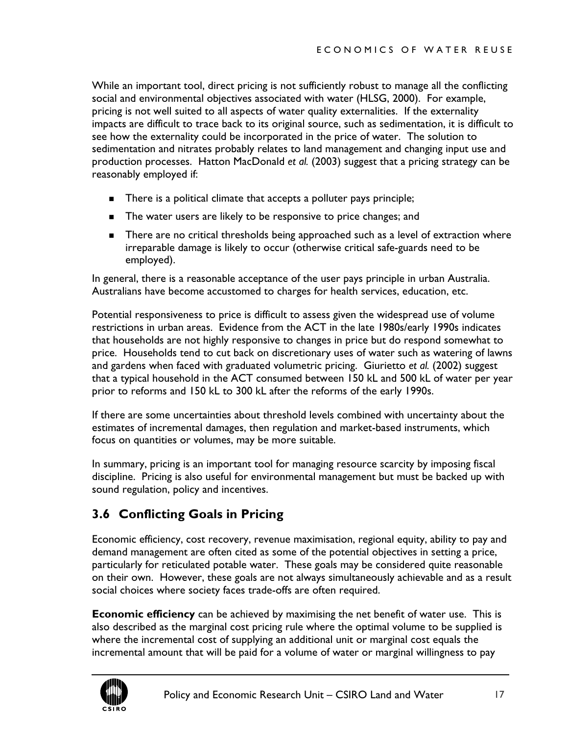While an important tool, direct pricing is not sufficiently robust to manage all the conflicting social and environmental objectives associated with water (HLSG, 2000). For example, pricing is not well suited to all aspects of water quality externalities. If the externality impacts are difficult to trace back to its original source, such as sedimentation, it is difficult to see how the externality could be incorporated in the price of water. The solution to sedimentation and nitrates probably relates to land management and changing input use and production processes. Hatton MacDonald *et al.* (2003) suggest that a pricing strategy can be reasonably employed if:

- There is a political climate that accepts a polluter pays principle;
- The water users are likely to be responsive to price changes; and
- There are no critical thresholds being approached such as a level of extraction where irreparable damage is likely to occur (otherwise critical safe-guards need to be employed).

In general, there is a reasonable acceptance of the user pays principle in urban Australia. Australians have become accustomed to charges for health services, education, etc.

Potential responsiveness to price is difficult to assess given the widespread use of volume restrictions in urban areas. Evidence from the ACT in the late 1980s/early 1990s indicates that households are not highly responsive to changes in price but do respond somewhat to price. Households tend to cut back on discretionary uses of water such as watering of lawns and gardens when faced with graduated volumetric pricing. Giurietto *et al.* (2002) suggest that a typical household in the ACT consumed between 150 kL and 500 kL of water per year prior to reforms and 150 kL to 300 kL after the reforms of the early 1990s.

If there are some uncertainties about threshold levels combined with uncertainty about the estimates of incremental damages, then regulation and market-based instruments, which focus on quantities or volumes, may be more suitable.

In summary, pricing is an important tool for managing resource scarcity by imposing fiscal discipline. Pricing is also useful for environmental management but must be backed up with sound regulation, policy and incentives.

## 3.6 Conflicting Goals in Pricing

Economic efficiency, cost recovery, revenue maximisation, regional equity, ability to pay and demand management are often cited as some of the potential objectives in setting a price, particularly for reticulated potable water. These goals may be considered quite reasonable on their own. However, these goals are not always simultaneously achievable and as a result social choices where society faces trade-offs are often required.

**Economic efficiency** can be achieved by maximising the net benefit of water use. This is also described as the marginal cost pricing rule where the optimal volume to be supplied is where the incremental cost of supplying an additional unit or marginal cost equals the incremental amount that will be paid for a volume of water or marginal willingness to pay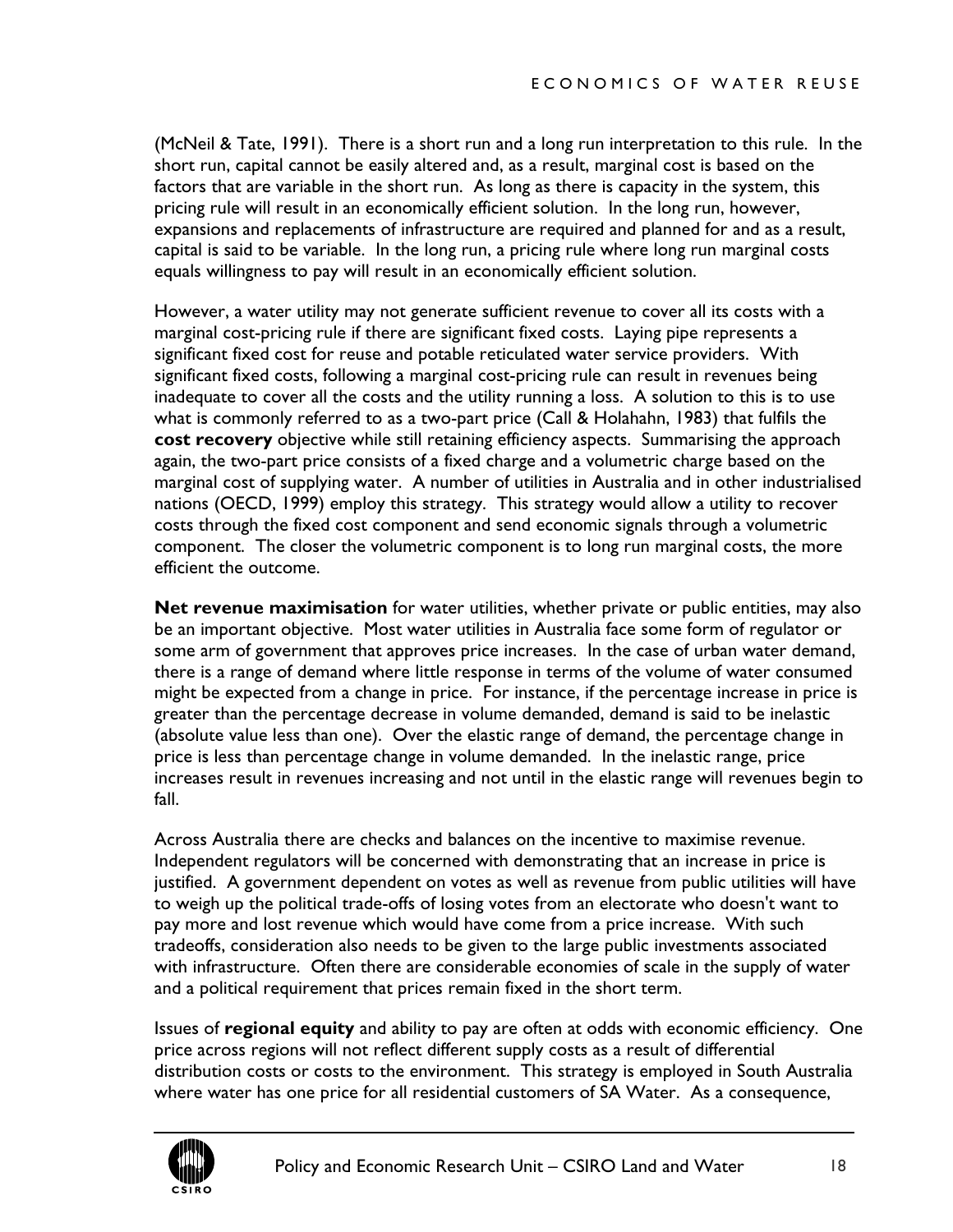(McNeil & Tate, 1991). There is a short run and a long run interpretation to this rule. In the short run, capital cannot be easily altered and, as a result, marginal cost is based on the factors that are variable in the short run. As long as there is capacity in the system, this pricing rule will result in an economically efficient solution. In the long run, however, expansions and replacements of infrastructure are required and planned for and as a result, capital is said to be variable. In the long run, a pricing rule where long run marginal costs equals willingness to pay will result in an economically efficient solution.

However, a water utility may not generate sufficient revenue to cover all its costs with a marginal cost-pricing rule if there are significant fixed costs. Laying pipe represents a significant fixed cost for reuse and potable reticulated water service providers. With significant fixed costs, following a marginal cost-pricing rule can result in revenues being inadequate to cover all the costs and the utility running a loss. A solution to this is to use what is commonly referred to as a two-part price (Call & Holahahn, 1983) that fulfils the **cost recovery** objective while still retaining efficiency aspects. Summarising the approach again, the two-part price consists of a fixed charge and a volumetric charge based on the marginal cost of supplying water. A number of utilities in Australia and in other industrialised nations (OECD, 1999) employ this strategy. This strategy would allow a utility to recover costs through the fixed cost component and send economic signals through a volumetric component. The closer the volumetric component is to long run marginal costs, the more efficient the outcome.

**Net revenue maximisation** for water utilities, whether private or public entities, may also be an important objective. Most water utilities in Australia face some form of regulator or some arm of government that approves price increases. In the case of urban water demand, there is a range of demand where little response in terms of the volume of water consumed might be expected from a change in price. For instance, if the percentage increase in price is greater than the percentage decrease in volume demanded, demand is said to be inelastic (absolute value less than one). Over the elastic range of demand, the percentage change in price is less than percentage change in volume demanded. In the inelastic range, price increases result in revenues increasing and not until in the elastic range will revenues begin to fall.

Across Australia there are checks and balances on the incentive to maximise revenue. Independent regulators will be concerned with demonstrating that an increase in price is justified. A government dependent on votes as well as revenue from public utilities will have to weigh up the political trade-offs of losing votes from an electorate who doesn't want to pay more and lost revenue which would have come from a price increase. With such tradeoffs, consideration also needs to be given to the large public investments associated with infrastructure. Often there are considerable economies of scale in the supply of water and a political requirement that prices remain fixed in the short term.

Issues of **regional equity** and ability to pay are often at odds with economic efficiency. One price across regions will not reflect different supply costs as a result of differential distribution costs or costs to the environment. This strategy is employed in South Australia where water has one price for all residential customers of SA Water. As a consequence,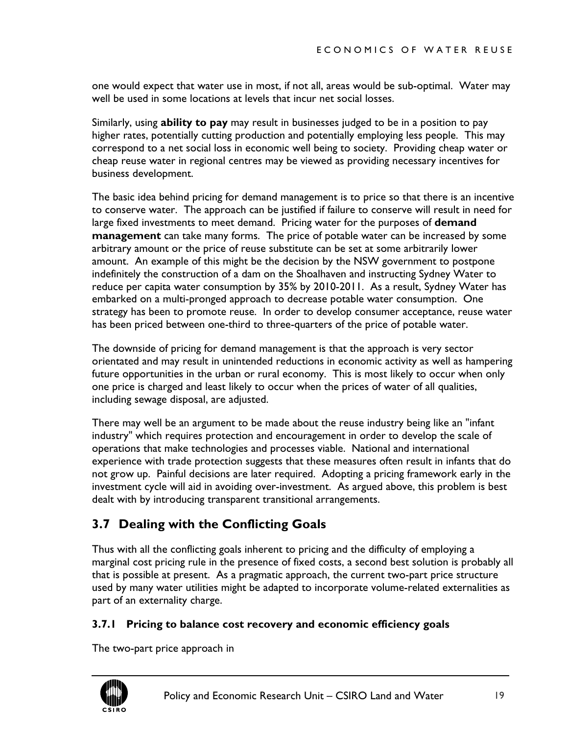one would expect that water use in most, if not all, areas would be sub-optimal. Water may well be used in some locations at levels that incur net social losses.

Similarly, using **ability to pay** may result in businesses judged to be in a position to pay higher rates, potentially cutting production and potentially employing less people. This may correspond to a net social loss in economic well being to society. Providing cheap water or cheap reuse water in regional centres may be viewed as providing necessary incentives for business development.

The basic idea behind pricing for demand management is to price so that there is an incentive to conserve water. The approach can be justified if failure to conserve will result in need for large fixed investments to meet demand. Pricing water for the purposes of **demand management** can take many forms. The price of potable water can be increased by some arbitrary amount or the price of reuse substitute can be set at some arbitrarily lower amount. An example of this might be the decision by the NSW government to postpone indefinitely the construction of a dam on the Shoalhaven and instructing Sydney Water to reduce per capita water consumption by 35% by 2010-2011. As a result, Sydney Water has embarked on a multi-pronged approach to decrease potable water consumption. One strategy has been to promote reuse. In order to develop consumer acceptance, reuse water has been priced between one-third to three-quarters of the price of potable water.

The downside of pricing for demand management is that the approach is very sector orientated and may result in unintended reductions in economic activity as well as hampering future opportunities in the urban or rural economy. This is most likely to occur when only one price is charged and least likely to occur when the prices of water of all qualities, including sewage disposal, are adjusted.

There may well be an argument to be made about the reuse industry being like an "infant industry" which requires protection and encouragement in order to develop the scale of operations that make technologies and processes viable. National and international experience with trade protection suggests that these measures often result in infants that do not grow up. Painful decisions are later required. Adopting a pricing framework early in the investment cycle will aid in avoiding over-investment. As argued above, this problem is best dealt with by introducing transparent transitional arrangements.

## 3.7 Dealing with the Conflicting Goals

Thus with all the conflicting goals inherent to pricing and the difficulty of employing a marginal cost pricing rule in the presence of fixed costs, a second best solution is probably all that is possible at present. As a pragmatic approach, the current two-part price structure used by many water utilities might be adapted to incorporate volume-related externalities as part of an externality charge.

### 3.7.1 Pricing to balance cost recovery and economic efficiency goals

The two-part price approach in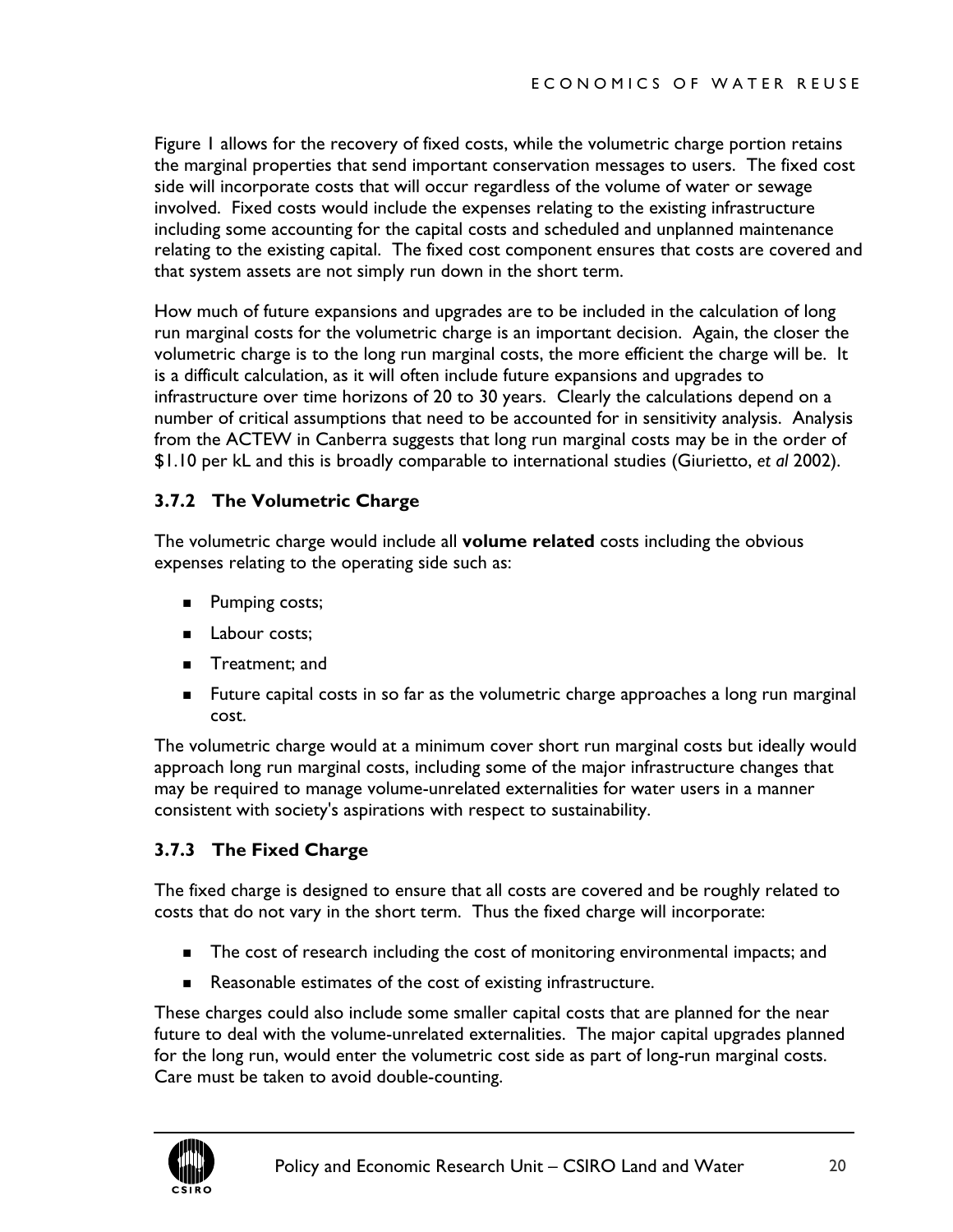Figure 1 allows for the recovery of fixed costs, while the volumetric charge portion retains the marginal properties that send important conservation messages to users. The fixed cost side will incorporate costs that will occur regardless of the volume of water or sewage involved. Fixed costs would include the expenses relating to the existing infrastructure including some accounting for the capital costs and scheduled and unplanned maintenance relating to the existing capital. The fixed cost component ensures that costs are covered and that system assets are not simply run down in the short term.

How much of future expansions and upgrades are to be included in the calculation of long run marginal costs for the volumetric charge is an important decision. Again, the closer the volumetric charge is to the long run marginal costs, the more efficient the charge will be. It is a difficult calculation, as it will often include future expansions and upgrades to infrastructure over time horizons of 20 to 30 years. Clearly the calculations depend on a number of critical assumptions that need to be accounted for in sensitivity analysis. Analysis from the ACTEW in Canberra suggests that long run marginal costs may be in the order of $1.10 per kL and this is broadly comparable to international studies (Giurietto, *et al* 2002).

### 3.7.2 The Volumetric Charge

The volumetric charge would include all **volume related** costs including the obvious expenses relating to the operating side such as:

- Pumping costs;
- Labour costs;
- Treatment; and
- Future capital costs in so far as the volumetric charge approaches a long run marginal cost.

The volumetric charge would at a minimum cover short run marginal costs but ideally would approach long run marginal costs, including some of the major infrastructure changes that may be required to manage volume-unrelated externalities for water users in a manner consistent with society's aspirations with respect to sustainability.

### 3.7.3 The Fixed Charge

The fixed charge is designed to ensure that all costs are covered and be roughly related to costs that do not vary in the short term. Thus the fixed charge will incorporate:

- The cost of research including the cost of monitoring environmental impacts; and
- Reasonable estimates of the cost of existing infrastructure.

These charges could also include some smaller capital costs that are planned for the near future to deal with the volume-unrelated externalities. The major capital upgrades planned for the long run, would enter the volumetric cost side as part of long-run marginal costs. Care must be taken to avoid double-counting.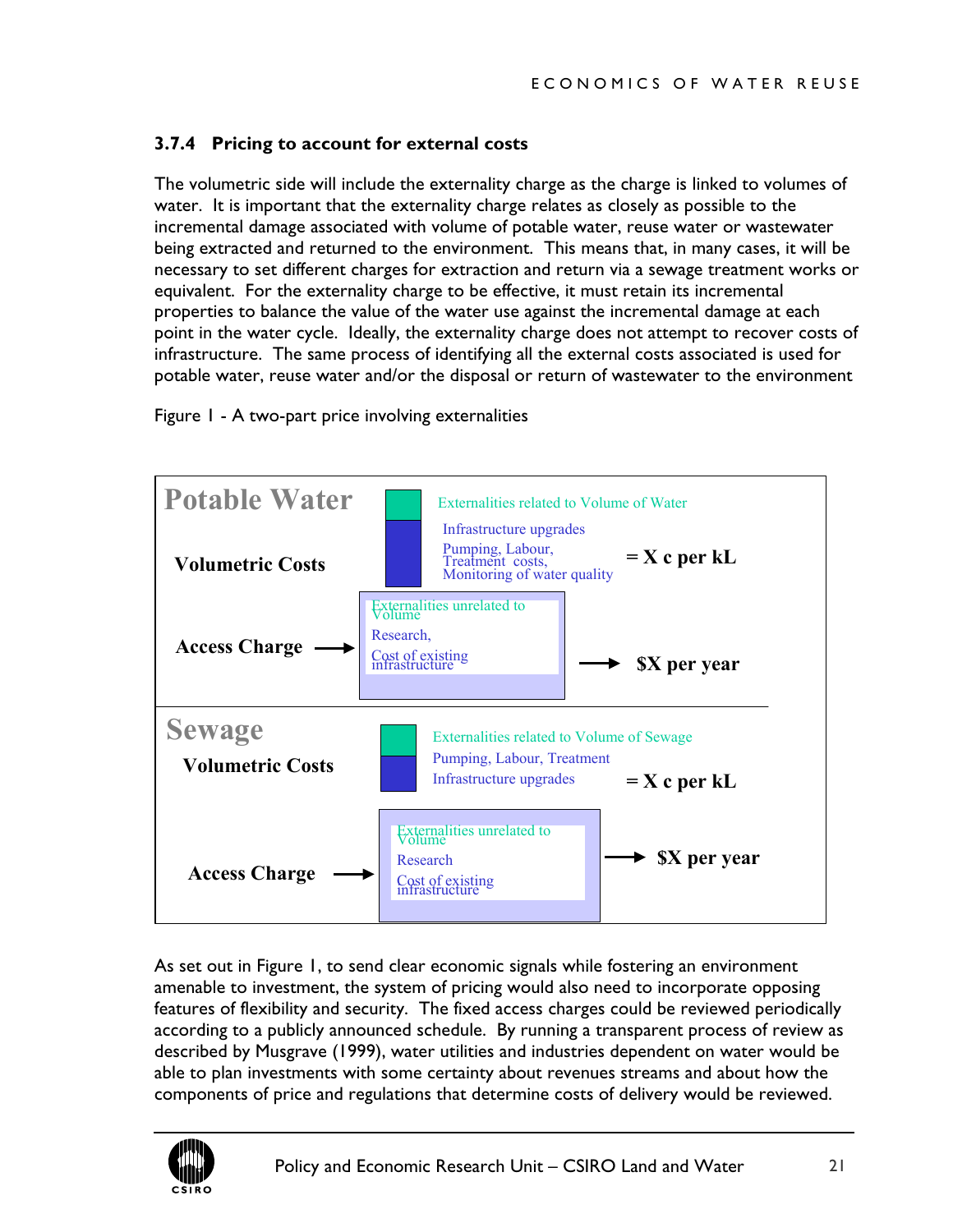### 3.7.4 Pricing to account for external costs

The volumetric side will include the externality charge as the charge is linked to volumes of water. It is important that the externality charge relates as closely as possible to the incremental damage associated with volume of potable water, reuse water or wastewater being extracted and returned to the environment. This means that, in many cases, it will be necessary to set different charges for extraction and return via a sewage treatment works or equivalent. For the externality charge to be effective, it must retain its incremental properties to balance the value of the water use against the incremental damage at each point in the water cycle. Ideally, the externality charge does not attempt to recover costs of infrastructure. The same process of identifying all the external costs associated is used for potable water, reuse water and/or the disposal or return of wastewater to the environment

Figure 1 - A two-part price involving externalities

**Potable Water**

| | Components | Price |
|---|---|---|
| **Volumetric Costs** | Externalities related to Volume of Water; Infrastructure upgrades; Pumping, Labour, Treatment costs, Monitoring of water quality | **= X c per kL** |
| **Access Charge** → | Externalities unrelated to Volume; Research, Cost of existing infrastructure | → **$X per year** |

**Sewage**

| | Components | Price |
|---|---|---|
| **Volumetric Costs** | Externalities related to Volume of Sewage; Pumping, Labour, Treatment; Infrastructure upgrades | **= X c per kL** |
| **Access Charge** → | Externalities unrelated to Volume; Research; Cost of existing infrastructure | → **$X per year** |

As set out in Figure 1, to send clear economic signals while fostering an environment amenable to investment, the system of pricing would also need to incorporate opposing features of flexibility and security. The fixed access charges could be reviewed periodically according to a publicly announced schedule. By running a transparent process of review as described by Musgrave (1999), water utilities and industries dependent on water would be able to plan investments with some certainty about revenues streams and about how the components of price and regulations that determine costs of delivery would be reviewed.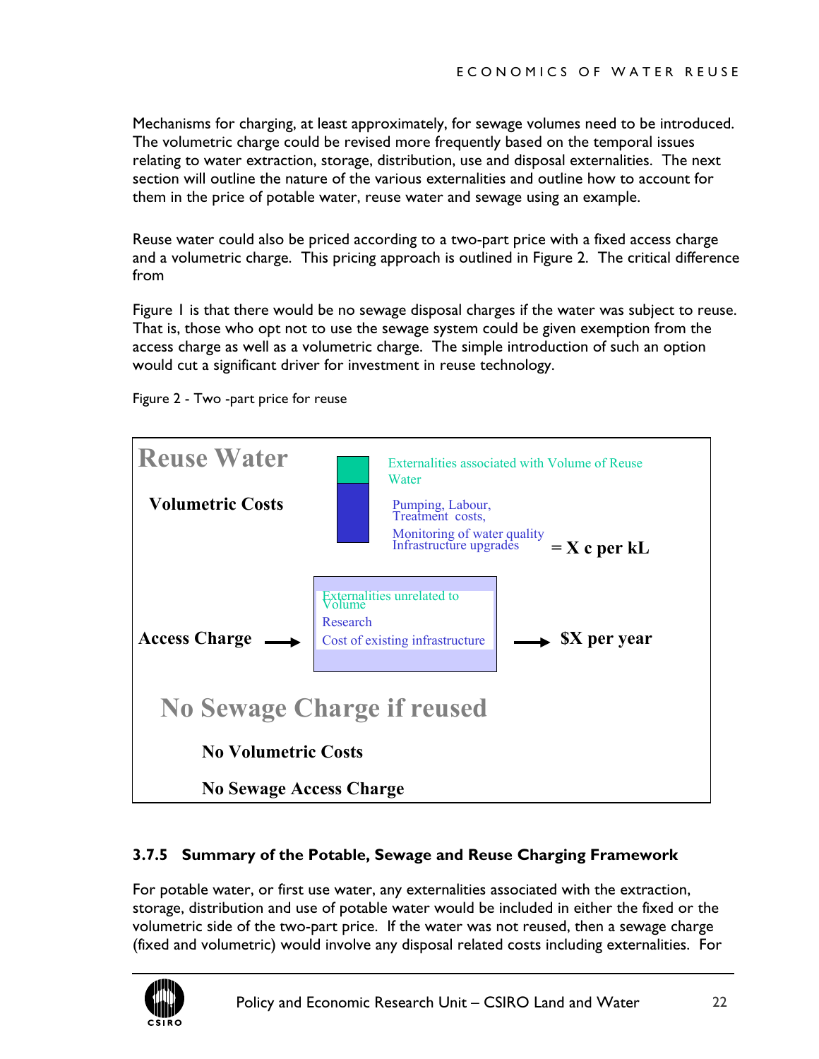Mechanisms for charging, at least approximately, for sewage volumes need to be introduced. The volumetric charge could be revised more frequently based on the temporal issues relating to water extraction, storage, distribution, use and disposal externalities. The next section will outline the nature of the various externalities and outline how to account for them in the price of potable water, reuse water and sewage using an example.

Reuse water could also be priced according to a two-part price with a fixed access charge and a volumetric charge. This pricing approach is outlined in Figure 2. The critical difference from

Figure 1 is that there would be no sewage disposal charges if the water was subject to reuse. That is, those who opt not to use the sewage system could be given exemption from the access charge as well as a volumetric charge. The simple introduction of such an option would cut a significant driver for investment in reuse technology.

Figure 2 - Two -part price for reuse

**Reuse Water**

**Volumetric Costs**

- Externalities associated with Volume of Reuse Water
- Pumping, Labour, Treatment costs,
- Monitoring of water quality
- Infrastructure upgrades

**= X c per kL**

**Access Charge** →

- Externalities unrelated to Volume
- Research
- Cost of existing infrastructure

→ **$X per year**

**No Sewage Charge if reused**

**No Volumetric Costs**

**No Sewage Access Charge**

### 3.7.5 Summary of the Potable, Sewage and Reuse Charging Framework

For potable water, or first use water, any externalities associated with the extraction, storage, distribution and use of potable water would be included in either the fixed or the volumetric side of the two-part price. If the water was not reused, then a sewage charge (fixed and volumetric) would involve any disposal related costs including externalities. For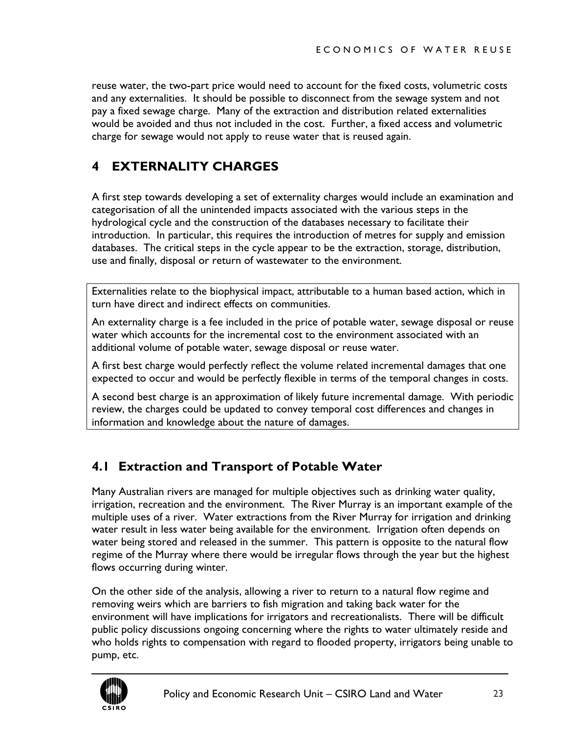reuse water, the two-part price would need to account for the fixed costs, volumetric costs and any externalities. It should be possible to disconnect from the sewage system and not pay a fixed sewage charge. Many of the extraction and distribution related externalities would be avoided and thus not included in the cost. Further, a fixed access and volumetric charge for sewage would not apply to reuse water that is reused again.

# 4 EXTERNALITY CHARGES

A first step towards developing a set of externality charges would include an examination and categorisation of all the unintended impacts associated with the various steps in the hydrological cycle and the construction of the databases necessary to facilitate their introduction. In particular, this requires the introduction of metres for supply and emission databases. The critical steps in the cycle appear to be the extraction, storage, distribution, use and finally, disposal or return of wastewater to the environment.

> Externalities relate to the biophysical impact, attributable to a human based action, which in turn have direct and indirect effects on communities.
>
> An externality charge is a fee included in the price of potable water, sewage disposal or reuse water which accounts for the incremental cost to the environment associated with an additional volume of potable water, sewage disposal or reuse water.
>
> A first best charge would perfectly reflect the volume related incremental damages that one expected to occur and would be perfectly flexible in terms of the temporal changes in costs.
>
> A second best charge is an approximation of likely future incremental damage. With periodic review, the charges could be updated to convey temporal cost differences and changes in information and knowledge about the nature of damages.

## 4.1 Extraction and Transport of Potable Water

Many Australian rivers are managed for multiple objectives such as drinking water quality, irrigation, recreation and the environment. The River Murray is an important example of the multiple uses of a river. Water extractions from the River Murray for irrigation and drinking water result in less water being available for the environment. Irrigation often depends on water being stored and released in the summer. This pattern is opposite to the natural flow regime of the Murray where there would be irregular flows through the year but the highest flows occurring during winter.

On the other side of the analysis, allowing a river to return to a natural flow regime and removing weirs which are barriers to fish migration and taking back water for the environment will have implications for irrigators and recreationalists. There will be difficult public policy discussions ongoing concerning where the rights to water ultimately reside and who holds rights to compensation with regard to flooded property, irrigators being unable to pump, etc.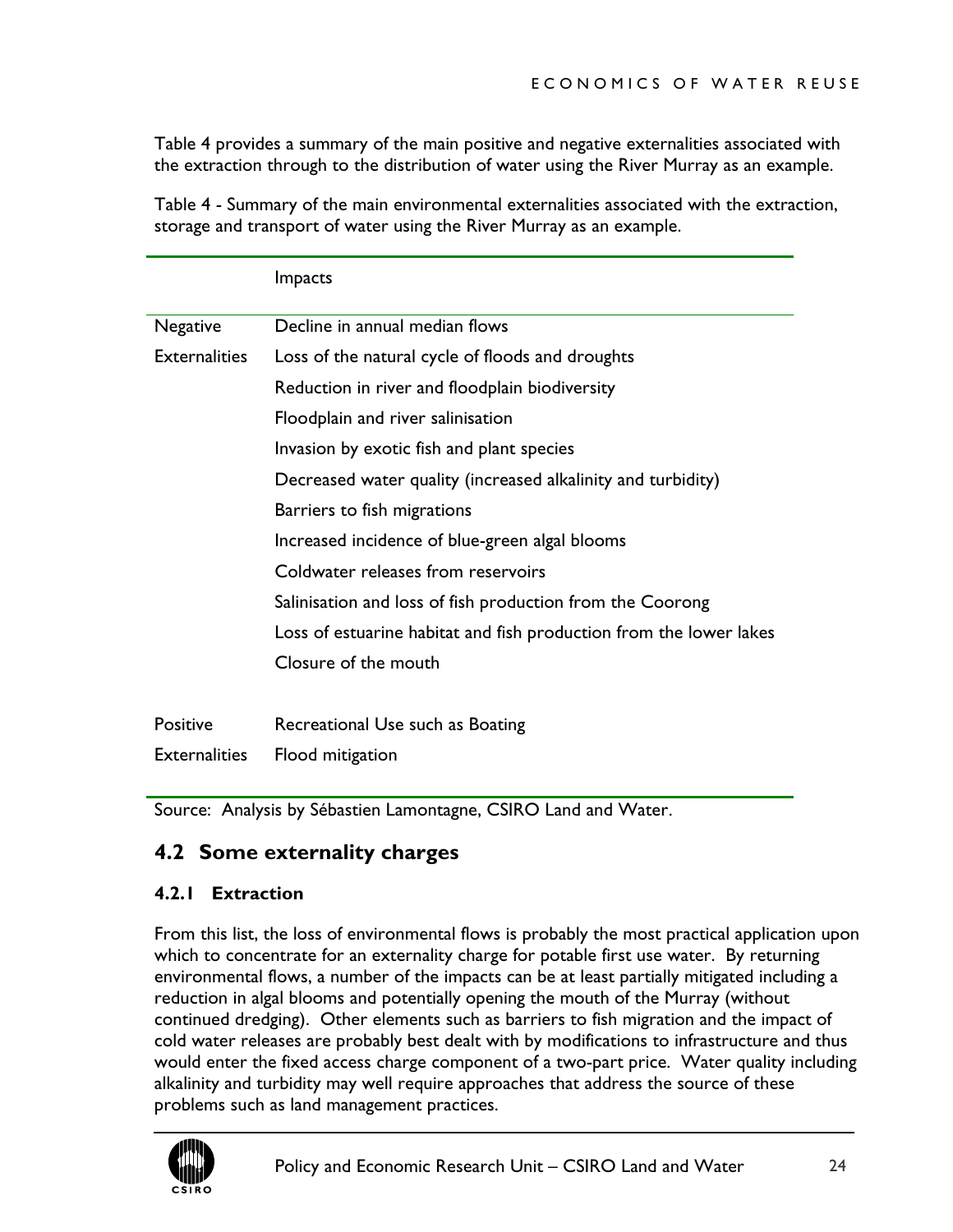Table 4 provides a summary of the main positive and negative externalities associated with the extraction through to the distribution of water using the River Murray as an example.

Table 4 - Summary of the main environmental externalities associated with the extraction, storage and transport of water using the River Murray as an example.

| | Impacts |
|---|---|
| Negative Externalities | Decline in annual median flows |
| | Loss of the natural cycle of floods and droughts |
| | Reduction in river and floodplain biodiversity |
| | Floodplain and river salinisation |
| | Invasion by exotic fish and plant species |
| | Decreased water quality (increased alkalinity and turbidity) |
| | Barriers to fish migrations |
| | Increased incidence of blue-green algal blooms |
| | Coldwater releases from reservoirs |
| | Salinisation and loss of fish production from the Coorong |
| | Loss of estuarine habitat and fish production from the lower lakes |
| | Closure of the mouth |
| Positive Externalities | Recreational Use such as Boating |
| | Flood mitigation |

Source: Analysis by Sébastien Lamontagne, CSIRO Land and Water.

## 4.2 Some externality charges

### 4.2.1 Extraction

From this list, the loss of environmental flows is probably the most practical application upon which to concentrate for an externality charge for potable first use water. By returning environmental flows, a number of the impacts can be at least partially mitigated including a reduction in algal blooms and potentially opening the mouth of the Murray (without continued dredging). Other elements such as barriers to fish migration and the impact of cold water releases are probably best dealt with by modifications to infrastructure and thus would enter the fixed access charge component of a two-part price. Water quality including alkalinity and turbidity may well require approaches that address the source of these problems such as land management practices.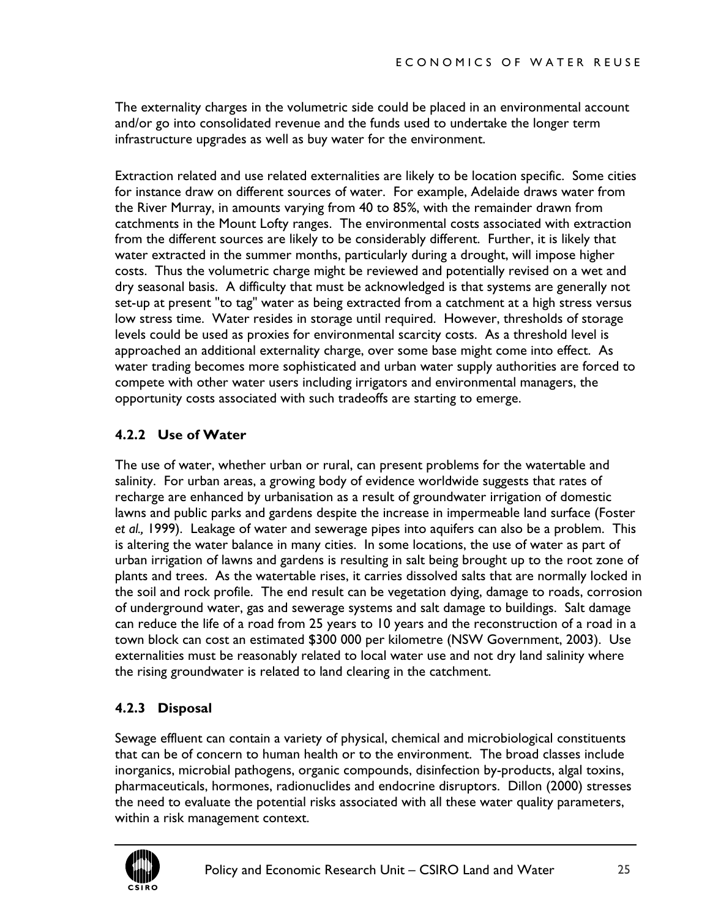The externality charges in the volumetric side could be placed in an environmental account and/or go into consolidated revenue and the funds used to undertake the longer term infrastructure upgrades as well as buy water for the environment.

Extraction related and use related externalities are likely to be location specific. Some cities for instance draw on different sources of water. For example, Adelaide draws water from the River Murray, in amounts varying from 40 to 85%, with the remainder drawn from catchments in the Mount Lofty ranges. The environmental costs associated with extraction from the different sources are likely to be considerably different. Further, it is likely that water extracted in the summer months, particularly during a drought, will impose higher costs. Thus the volumetric charge might be reviewed and potentially revised on a wet and dry seasonal basis. A difficulty that must be acknowledged is that systems are generally not set-up at present "to tag" water as being extracted from a catchment at a high stress versus low stress time. Water resides in storage until required. However, thresholds of storage levels could be used as proxies for environmental scarcity costs. As a threshold level is approached an additional externality charge, over some base might come into effect. As water trading becomes more sophisticated and urban water supply authorities are forced to compete with other water users including irrigators and environmental managers, the opportunity costs associated with such tradeoffs are starting to emerge.

### 4.2.2 Use of Water

The use of water, whether urban or rural, can present problems for the watertable and salinity. For urban areas, a growing body of evidence worldwide suggests that rates of recharge are enhanced by urbanisation as a result of groundwater irrigation of domestic lawns and public parks and gardens despite the increase in impermeable land surface (Foster *et al.,* 1999). Leakage of water and sewerage pipes into aquifers can also be a problem. This is altering the water balance in many cities. In some locations, the use of water as part of urban irrigation of lawns and gardens is resulting in salt being brought up to the root zone of plants and trees. As the watertable rises, it carries dissolved salts that are normally locked in the soil and rock profile. The end result can be vegetation dying, damage to roads, corrosion of underground water, gas and sewerage systems and salt damage to buildings. Salt damage can reduce the life of a road from 25 years to 10 years and the reconstruction of a road in a town block can cost an estimated $300 000 per kilometre (NSW Government, 2003). Use externalities must be reasonably related to local water use and not dry land salinity where the rising groundwater is related to land clearing in the catchment.

### 4.2.3 Disposal

Sewage effluent can contain a variety of physical, chemical and microbiological constituents that can be of concern to human health or to the environment. The broad classes include inorganics, microbial pathogens, organic compounds, disinfection by-products, algal toxins, pharmaceuticals, hormones, radionuclides and endocrine disruptors. Dillon (2000) stresses the need to evaluate the potential risks associated with all these water quality parameters, within a risk management context.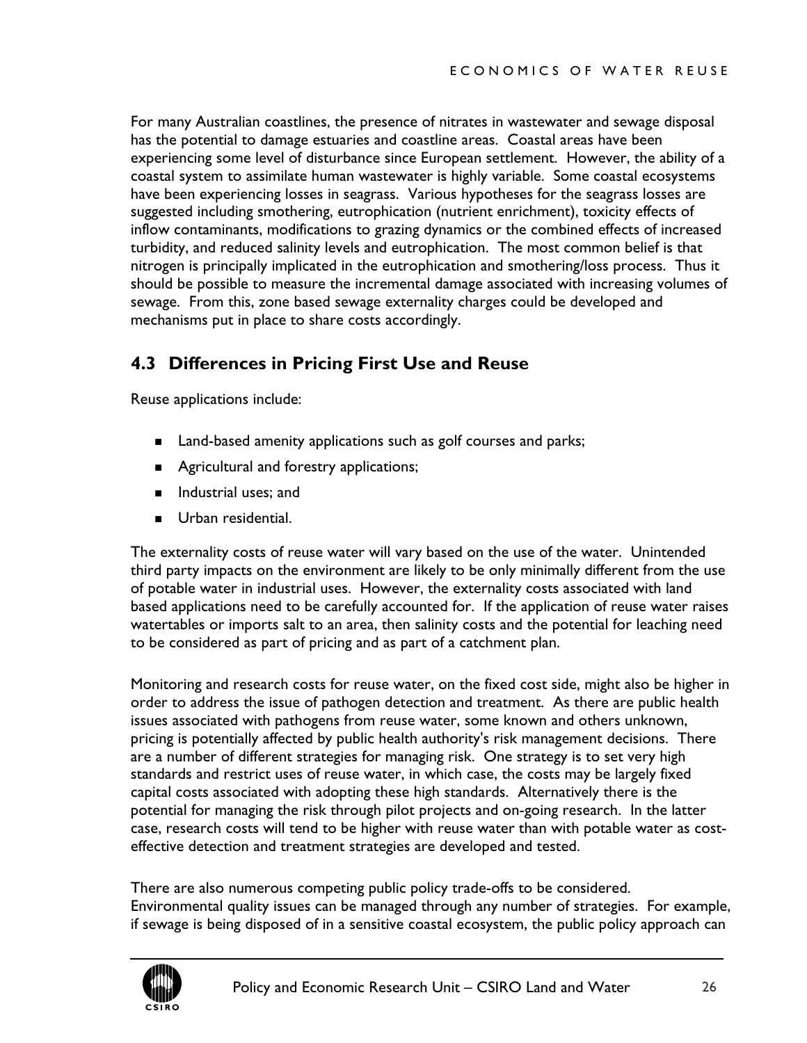For many Australian coastlines, the presence of nitrates in wastewater and sewage disposal has the potential to damage estuaries and coastline areas. Coastal areas have been experiencing some level of disturbance since European settlement. However, the ability of a coastal system to assimilate human wastewater is highly variable. Some coastal ecosystems have been experiencing losses in seagrass. Various hypotheses for the seagrass losses are suggested including smothering, eutrophication (nutrient enrichment), toxicity effects of inflow contaminants, modifications to grazing dynamics or the combined effects of increased turbidity, and reduced salinity levels and eutrophication. The most common belief is that nitrogen is principally implicated in the eutrophication and smothering/loss process. Thus it should be possible to measure the incremental damage associated with increasing volumes of sewage. From this, zone based sewage externality charges could be developed and mechanisms put in place to share costs accordingly.

## 4.3 Differences in Pricing First Use and Reuse

Reuse applications include:

- Land-based amenity applications such as golf courses and parks;
- Agricultural and forestry applications;
- Industrial uses; and
- Urban residential.

The externality costs of reuse water will vary based on the use of the water. Unintended third party impacts on the environment are likely to be only minimally different from the use of potable water in industrial uses. However, the externality costs associated with land based applications need to be carefully accounted for. If the application of reuse water raises watertables or imports salt to an area, then salinity costs and the potential for leaching need to be considered as part of pricing and as part of a catchment plan.

Monitoring and research costs for reuse water, on the fixed cost side, might also be higher in order to address the issue of pathogen detection and treatment. As there are public health issues associated with pathogens from reuse water, some known and others unknown, pricing is potentially affected by public health authority's risk management decisions. There are a number of different strategies for managing risk. One strategy is to set very high standards and restrict uses of reuse water, in which case, the costs may be largely fixed capital costs associated with adopting these high standards. Alternatively there is the potential for managing the risk through pilot projects and on-going research. In the latter case, research costs will tend to be higher with reuse water than with potable water as cost-effective detection and treatment strategies are developed and tested.

There are also numerous competing public policy trade-offs to be considered. Environmental quality issues can be managed through any number of strategies. For example, if sewage is being disposed of in a sensitive coastal ecosystem, the public policy approach can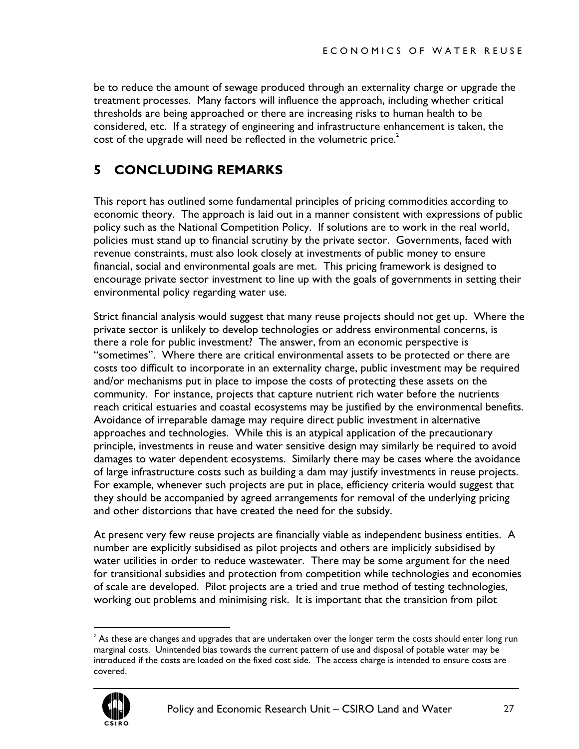be to reduce the amount of sewage produced through an externality charge or upgrade the treatment processes. Many factors will influence the approach, including whether critical thresholds are being approached or there are increasing risks to human health to be considered, etc. If a strategy of engineering and infrastructure enhancement is taken, the cost of the upgrade will need be reflected in the volumetric price.[2]

# 5 CONCLUDING REMARKS

This report has outlined some fundamental principles of pricing commodities according to economic theory. The approach is laid out in a manner consistent with expressions of public policy such as the National Competition Policy. If solutions are to work in the real world, policies must stand up to financial scrutiny by the private sector. Governments, faced with revenue constraints, must also look closely at investments of public money to ensure financial, social and environmental goals are met. This pricing framework is designed to encourage private sector investment to line up with the goals of governments in setting their environmental policy regarding water use.

Strict financial analysis would suggest that many reuse projects should not get up. Where the private sector is unlikely to develop technologies or address environmental concerns, is there a role for public investment? The answer, from an economic perspective is "sometimes". Where there are critical environmental assets to be protected or there are costs too difficult to incorporate in an externality charge, public investment may be required and/or mechanisms put in place to impose the costs of protecting these assets on the community. For instance, projects that capture nutrient rich water before the nutrients reach critical estuaries and coastal ecosystems may be justified by the environmental benefits. Avoidance of irreparable damage may require direct public investment in alternative approaches and technologies. While this is an atypical application of the precautionary principle, investments in reuse and water sensitive design may similarly be required to avoid damages to water dependent ecosystems. Similarly there may be cases where the avoidance of large infrastructure costs such as building a dam may justify investments in reuse projects. For example, whenever such projects are put in place, efficiency criteria would suggest that they should be accompanied by agreed arrangements for removal of the underlying pricing and other distortions that have created the need for the subsidy.

At present very few reuse projects are financially viable as independent business entities. A number are explicitly subsidised as pilot projects and others are implicitly subsidised by water utilities in order to reduce wastewater. There may be some argument for the need for transitional subsidies and protection from competition while technologies and economies of scale are developed. Pilot projects are a tried and true method of testing technologies, working out problems and minimising risk. It is important that the transition from pilot

---

[2] As these are changes and upgrades that are undertaken over the longer term the costs should enter long run marginal costs. Unintended bias towards the current pattern of use and disposal of potable water may be introduced if the costs are loaded on the fixed cost side. The access charge is intended to ensure costs are covered.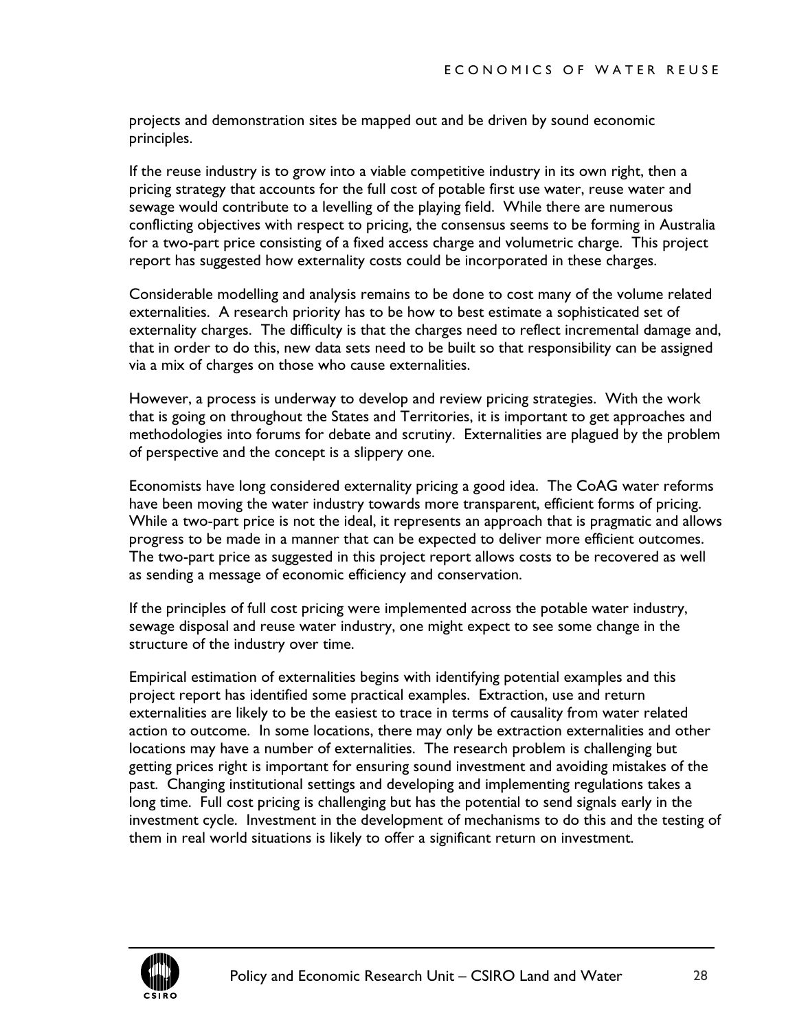projects and demonstration sites be mapped out and be driven by sound economic principles.

If the reuse industry is to grow into a viable competitive industry in its own right, then a pricing strategy that accounts for the full cost of potable first use water, reuse water and sewage would contribute to a levelling of the playing field. While there are numerous conflicting objectives with respect to pricing, the consensus seems to be forming in Australia for a two-part price consisting of a fixed access charge and volumetric charge. This project report has suggested how externality costs could be incorporated in these charges.

Considerable modelling and analysis remains to be done to cost many of the volume related externalities. A research priority has to be how to best estimate a sophisticated set of externality charges. The difficulty is that the charges need to reflect incremental damage and, that in order to do this, new data sets need to be built so that responsibility can be assigned via a mix of charges on those who cause externalities.

However, a process is underway to develop and review pricing strategies. With the work that is going on throughout the States and Territories, it is important to get approaches and methodologies into forums for debate and scrutiny. Externalities are plagued by the problem of perspective and the concept is a slippery one.

Economists have long considered externality pricing a good idea. The CoAG water reforms have been moving the water industry towards more transparent, efficient forms of pricing. While a two-part price is not the ideal, it represents an approach that is pragmatic and allows progress to be made in a manner that can be expected to deliver more efficient outcomes. The two-part price as suggested in this project report allows costs to be recovered as well as sending a message of economic efficiency and conservation.

If the principles of full cost pricing were implemented across the potable water industry, sewage disposal and reuse water industry, one might expect to see some change in the structure of the industry over time.

Empirical estimation of externalities begins with identifying potential examples and this project report has identified some practical examples. Extraction, use and return externalities are likely to be the easiest to trace in terms of causality from water related action to outcome. In some locations, there may only be extraction externalities and other locations may have a number of externalities. The research problem is challenging but getting prices right is important for ensuring sound investment and avoiding mistakes of the past. Changing institutional settings and developing and implementing regulations takes a long time. Full cost pricing is challenging but has the potential to send signals early in the investment cycle. Investment in the development of mechanisms to do this and the testing of them in real world situations is likely to offer a significant return on investment.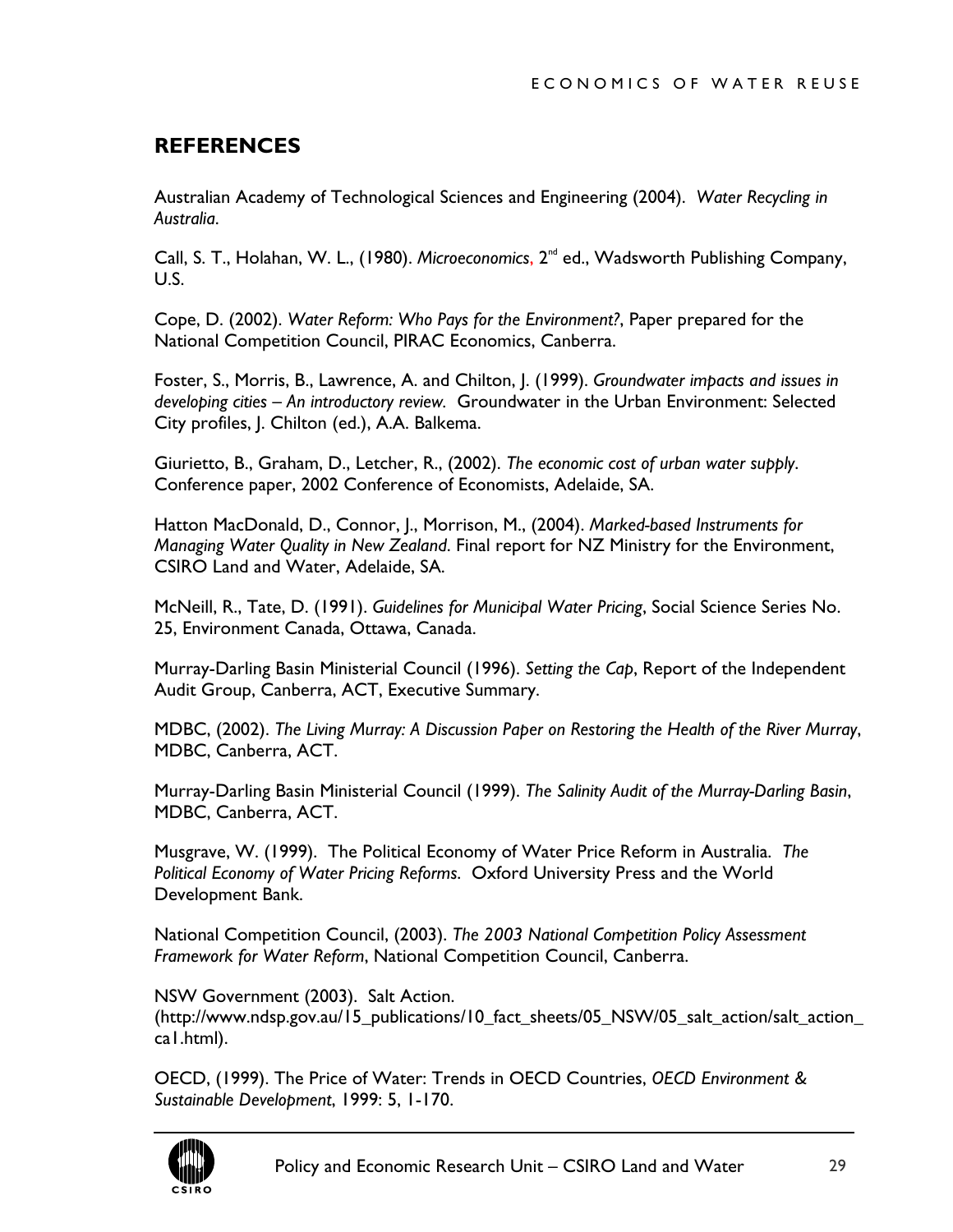## REFERENCES

Australian Academy of Technological Sciences and Engineering (2004). *Water Recycling in Australia*.

Call, S. T., Holahan, W. L., (1980). *Microeconomics*, 2nd ed., Wadsworth Publishing Company, U.S.

Cope, D. (2002). *Water Reform: Who Pays for the Environment?*, Paper prepared for the National Competition Council, PIRAC Economics, Canberra.

Foster, S., Morris, B., Lawrence, A. and Chilton, J. (1999). *Groundwater impacts and issues in developing cities – An introductory review*. Groundwater in the Urban Environment: Selected City profiles, J. Chilton (ed.), A.A. Balkema.

Giurietto, B., Graham, D., Letcher, R., (2002). *The economic cost of urban water supply*. Conference paper, 2002 Conference of Economists, Adelaide, SA.

Hatton MacDonald, D., Connor, J., Morrison, M., (2004). *Marked-based Instruments for Managing Water Quality in New Zealand*. Final report for NZ Ministry for the Environment, CSIRO Land and Water, Adelaide, SA.

McNeill, R., Tate, D. (1991). *Guidelines for Municipal Water Pricing*, Social Science Series No. 25, Environment Canada, Ottawa, Canada.

Murray-Darling Basin Ministerial Council (1996). *Setting the Cap*, Report of the Independent Audit Group, Canberra, ACT, Executive Summary.

MDBC, (2002). *The Living Murray: A Discussion Paper on Restoring the Health of the River Murray*, MDBC, Canberra, ACT.

Murray-Darling Basin Ministerial Council (1999). *The Salinity Audit of the Murray-Darling Basin*, MDBC, Canberra, ACT.

Musgrave, W. (1999). The Political Economy of Water Price Reform in Australia. *The Political Economy of Water Pricing Reforms*. Oxford University Press and the World Development Bank.

National Competition Council, (2003). *The 2003 National Competition Policy Assessment Framework for Water Reform*, National Competition Council, Canberra.

NSW Government (2003). Salt Action. (http://www.ndsp.gov.au/15_publications/10_fact_sheets/05_NSW/05_salt_action/salt_action_ca1.html).

OECD, (1999). The Price of Water: Trends in OECD Countries, *OECD Environment & Sustainable Development*, 1999: 5, 1-170.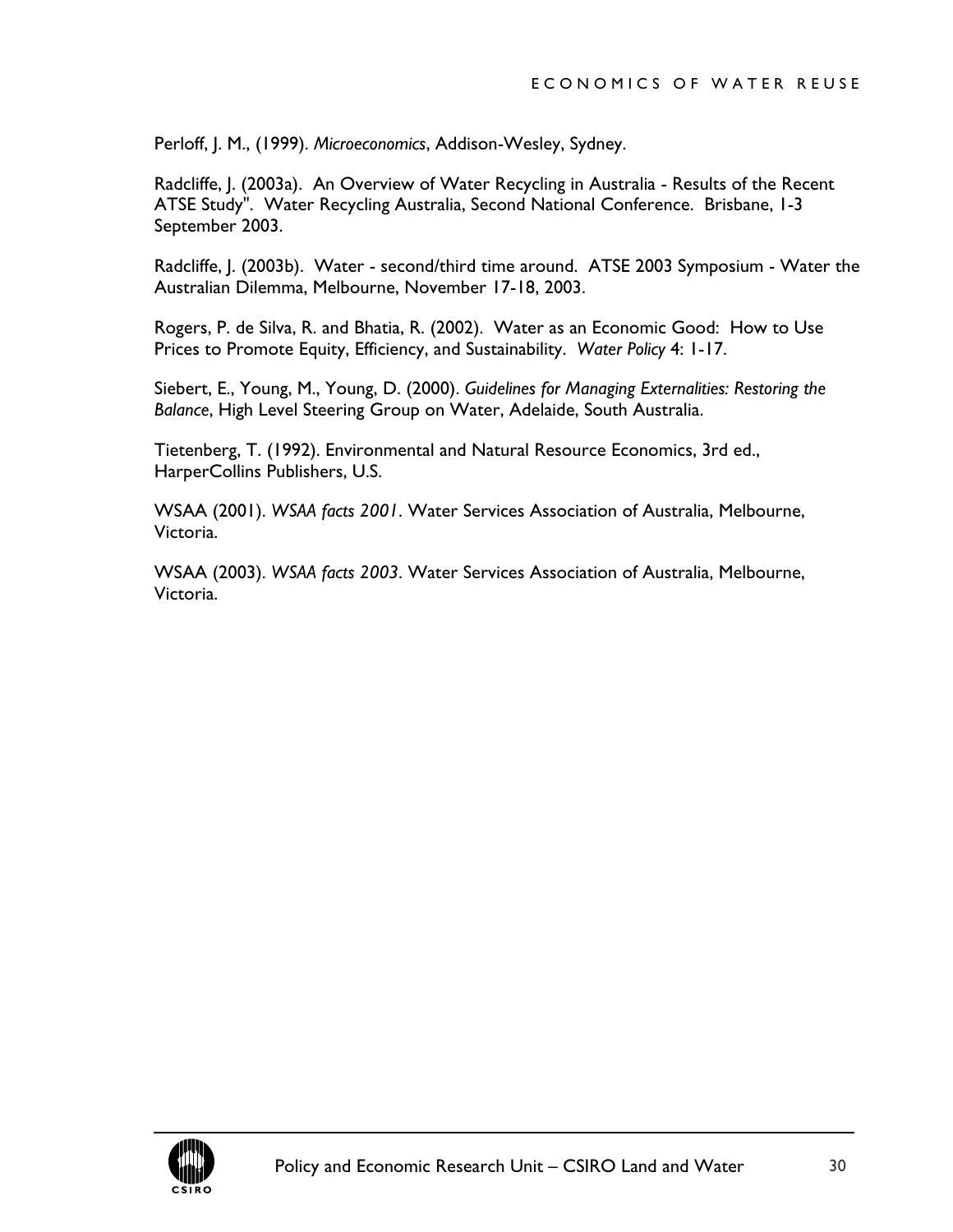Perloff, J. M., (1999). *Microeconomics*, Addison-Wesley, Sydney.

Radcliffe, J. (2003a). An Overview of Water Recycling in Australia - Results of the Recent ATSE Study". Water Recycling Australia, Second National Conference. Brisbane, 1-3 September 2003.

Radcliffe, J. (2003b). Water - second/third time around. ATSE 2003 Symposium - Water the Australian Dilemma, Melbourne, November 17-18, 2003.

Rogers, P. de Silva, R. and Bhatia, R. (2002). Water as an Economic Good: How to Use Prices to Promote Equity, Efficiency, and Sustainability. *Water Policy* 4: 1-17.

Siebert, E., Young, M., Young, D. (2000). *Guidelines for Managing Externalities: Restoring the Balance*, High Level Steering Group on Water, Adelaide, South Australia.

Tietenberg, T. (1992). Environmental and Natural Resource Economics, 3rd ed., HarperCollins Publishers, U.S.

WSAA (2001). *WSAA facts 2001*. Water Services Association of Australia, Melbourne, Victoria.

WSAA (2003). *WSAA facts 2003*. Water Services Association of Australia, Melbourne, Victoria.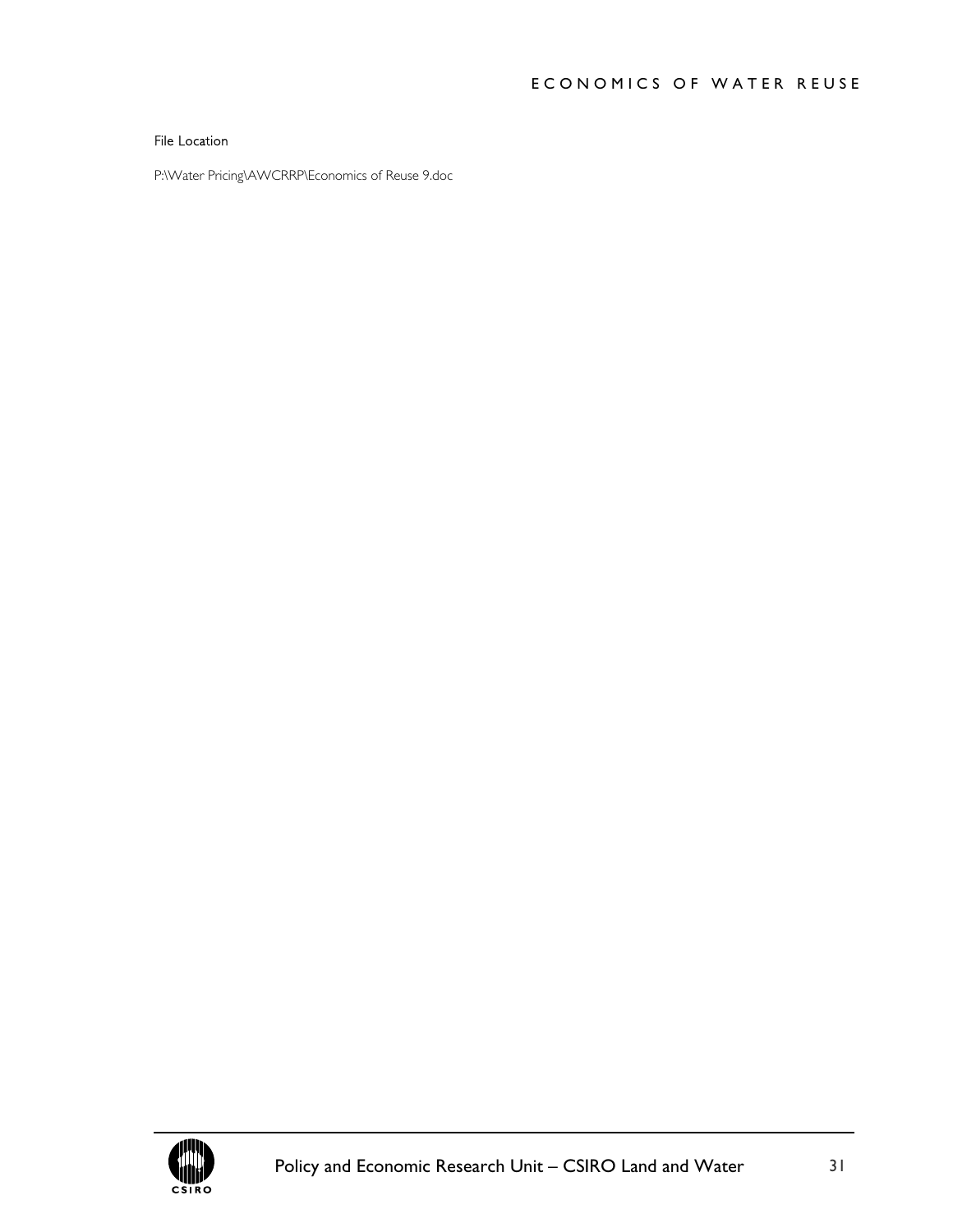File Location

P:\Water Pricing\AWCRRP\Economics of Reuse 9.doc